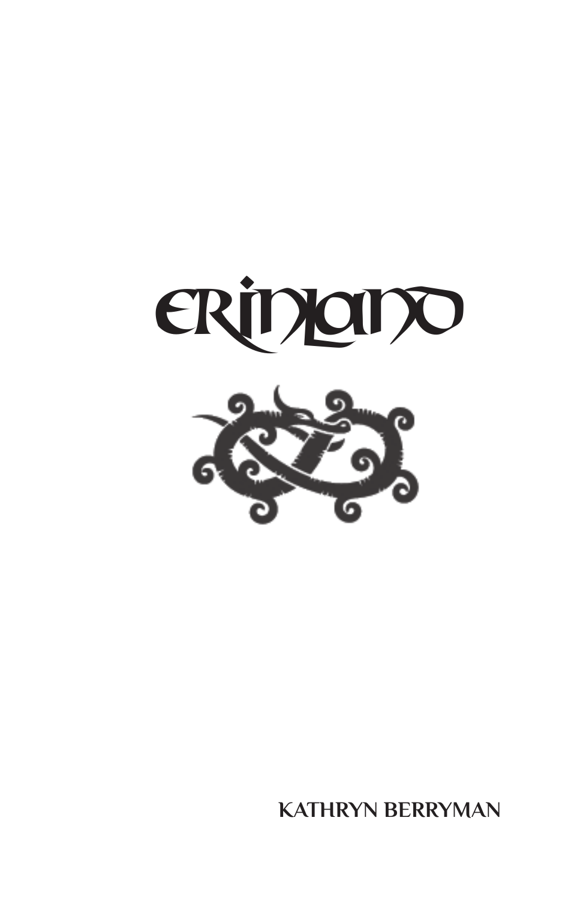# ERINLAND

KATHRYN BERRYMAN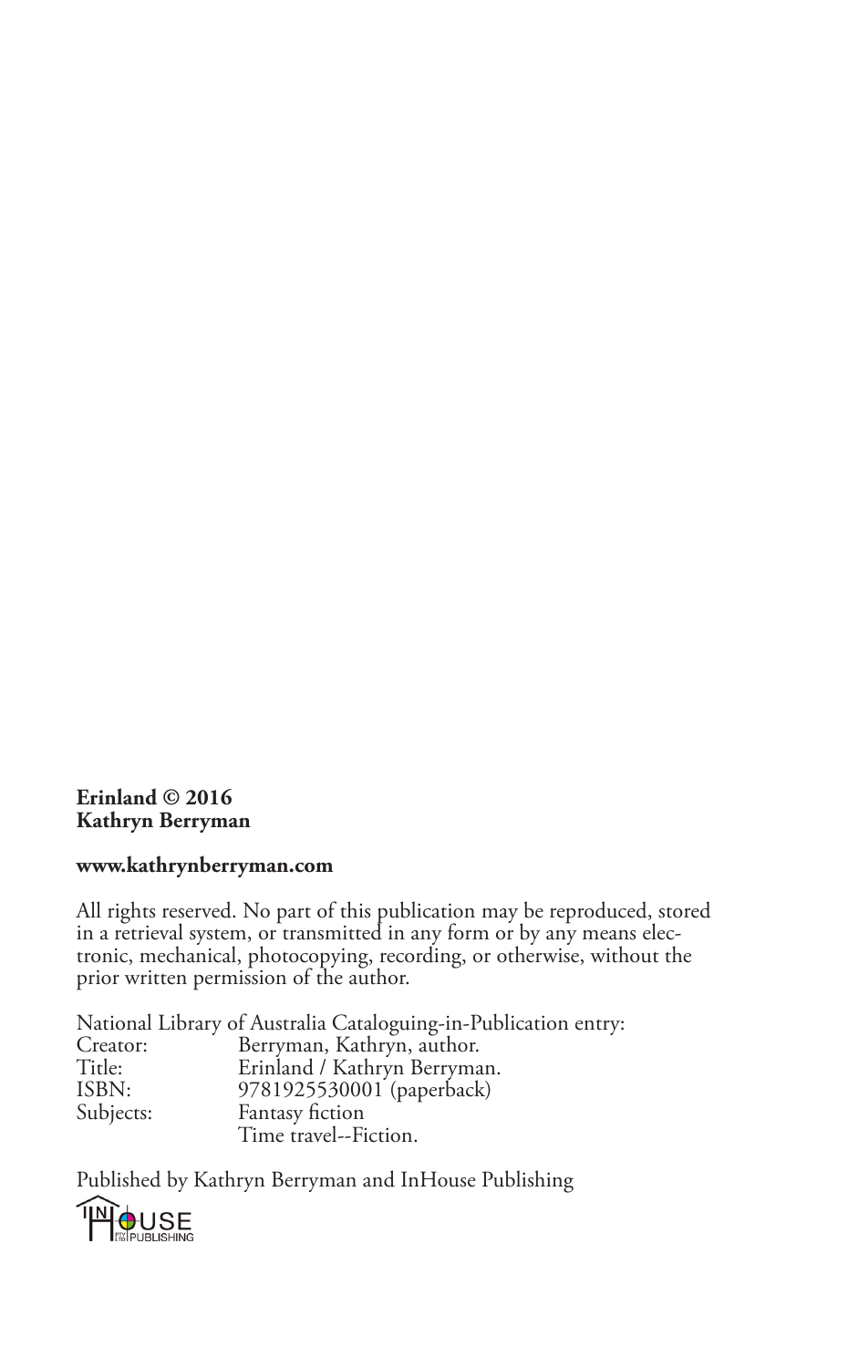**Erinland © 2016**
**Kathryn Berryman**

**www.kathrynberryman.com**

All rights reserved. No part of this publication may be reproduced, stored in a retrieval system, or transmitted in any form or by any means electronic, mechanical, photocopying, recording, or otherwise, without the prior written permission of the author.

National Library of Australia Cataloguing-in-Publication entry:

| | |
|---|---|
| Creator: | Berryman, Kathryn, author. |
| Title: | Erinland / Kathryn Berryman. |
| ISBN: | 9781925530001 (paperback) |
| Subjects: | Fantasy fiction |
| | Time travel--Fiction. |

Published by Kathryn Berryman and InHouse Publishing

IN HOUSE PTY LTD PUBLISHING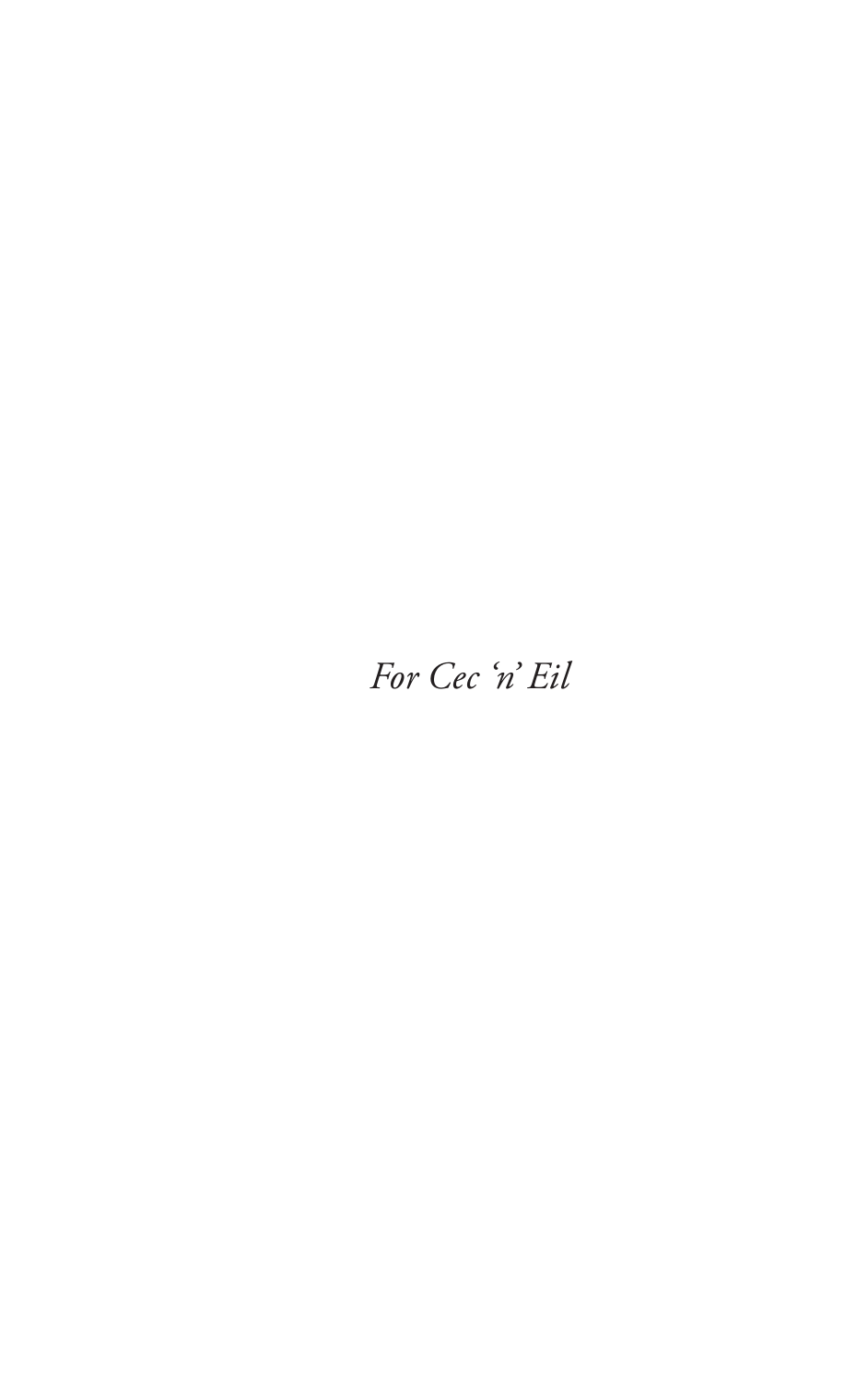*For Cec 'n' Eil*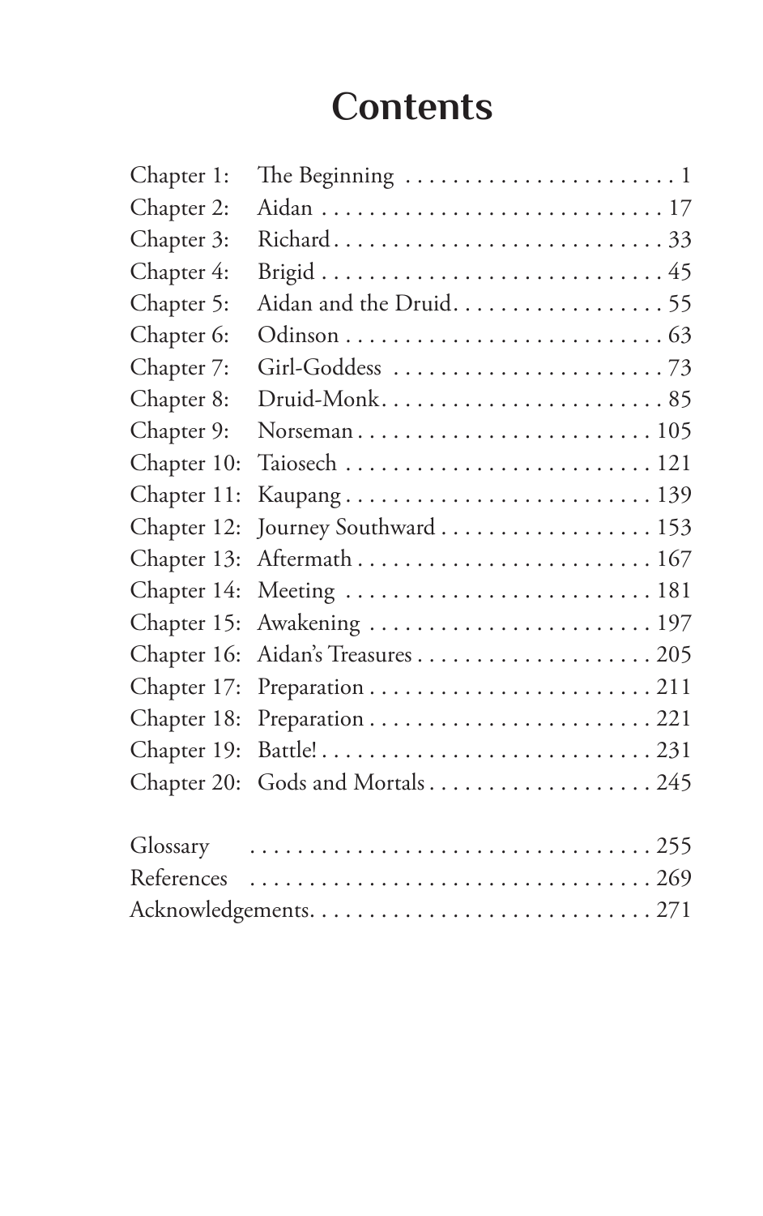# Contents

| | | |
|---|---|---|
| Chapter 1: | The Beginning | 1 |
| Chapter 2: | Aidan | 17 |
| Chapter 3: | Richard | 33 |
| Chapter 4: | Brigid | 45 |
| Chapter 5: | Aidan and the Druid | 55 |
| Chapter 6: | Odinson | 63 |
| Chapter 7: | Girl-Goddess | 73 |
| Chapter 8: | Druid-Monk | 85 |
| Chapter 9: | Norseman | 105 |
| Chapter 10: | Taiosech | 121 |
| Chapter 11: | Kaupang | 139 |
| Chapter 12: | Journey Southward | 153 |
| Chapter 13: | Aftermath | 167 |
| Chapter 14: | Meeting | 181 |
| Chapter 15: | Awakening | 197 |
| Chapter 16: | Aidan's Treasures | 205 |
| Chapter 17: | Preparation | 211 |
| Chapter 18: | Preparation | 221 |
| Chapter 19: | Battle! | 231 |
| Chapter 20: | Gods and Mortals | 245 |

| | |
|---|---|
| Glossary | 255 |
| References | 269 |
| Acknowledgements | 271 |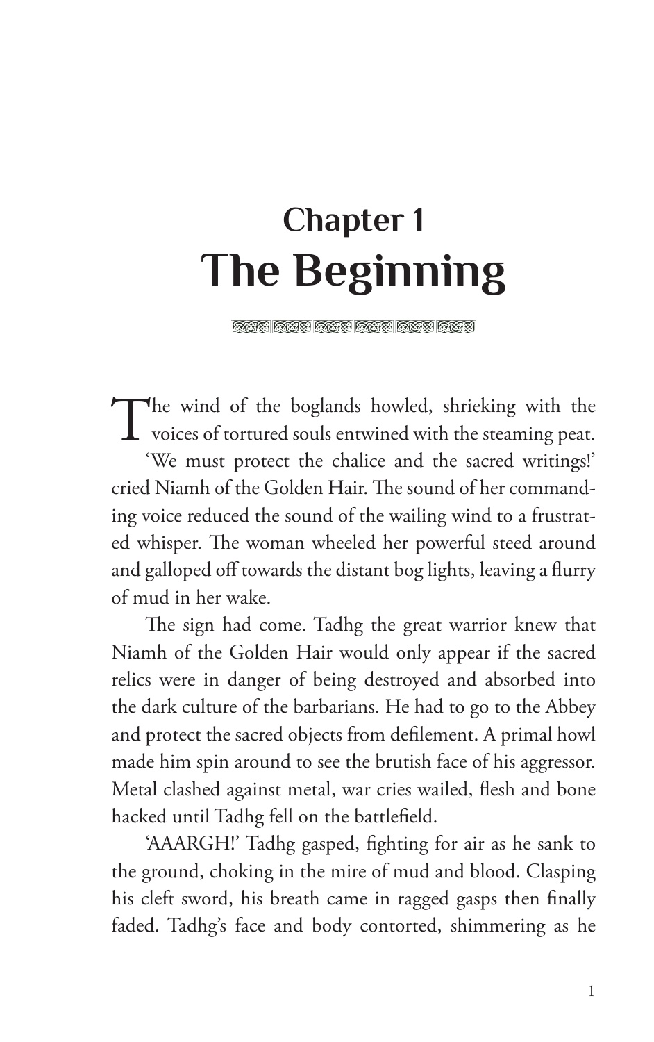# Chapter 1
# The Beginning

The wind of the boglands howled, shrieking with the voices of tortured souls entwined with the steaming peat.

'We must protect the chalice and the sacred writings!' cried Niamh of the Golden Hair. The sound of her commanding voice reduced the sound of the wailing wind to a frustrated whisper. The woman wheeled her powerful steed around and galloped off towards the distant bog lights, leaving a flurry of mud in her wake.

The sign had come. Tadhg the great warrior knew that Niamh of the Golden Hair would only appear if the sacred relics were in danger of being destroyed and absorbed into the dark culture of the barbarians. He had to go to the Abbey and protect the sacred objects from defilement. A primal howl made him spin around to see the brutish face of his aggressor. Metal clashed against metal, war cries wailed, flesh and bone hacked until Tadhg fell on the battlefield.

'AAARGH!' Tadhg gasped, fighting for air as he sank to the ground, choking in the mire of mud and blood. Clasping his cleft sword, his breath came in ragged gasps then finally faded. Tadhg's face and body contorted, shimmering as he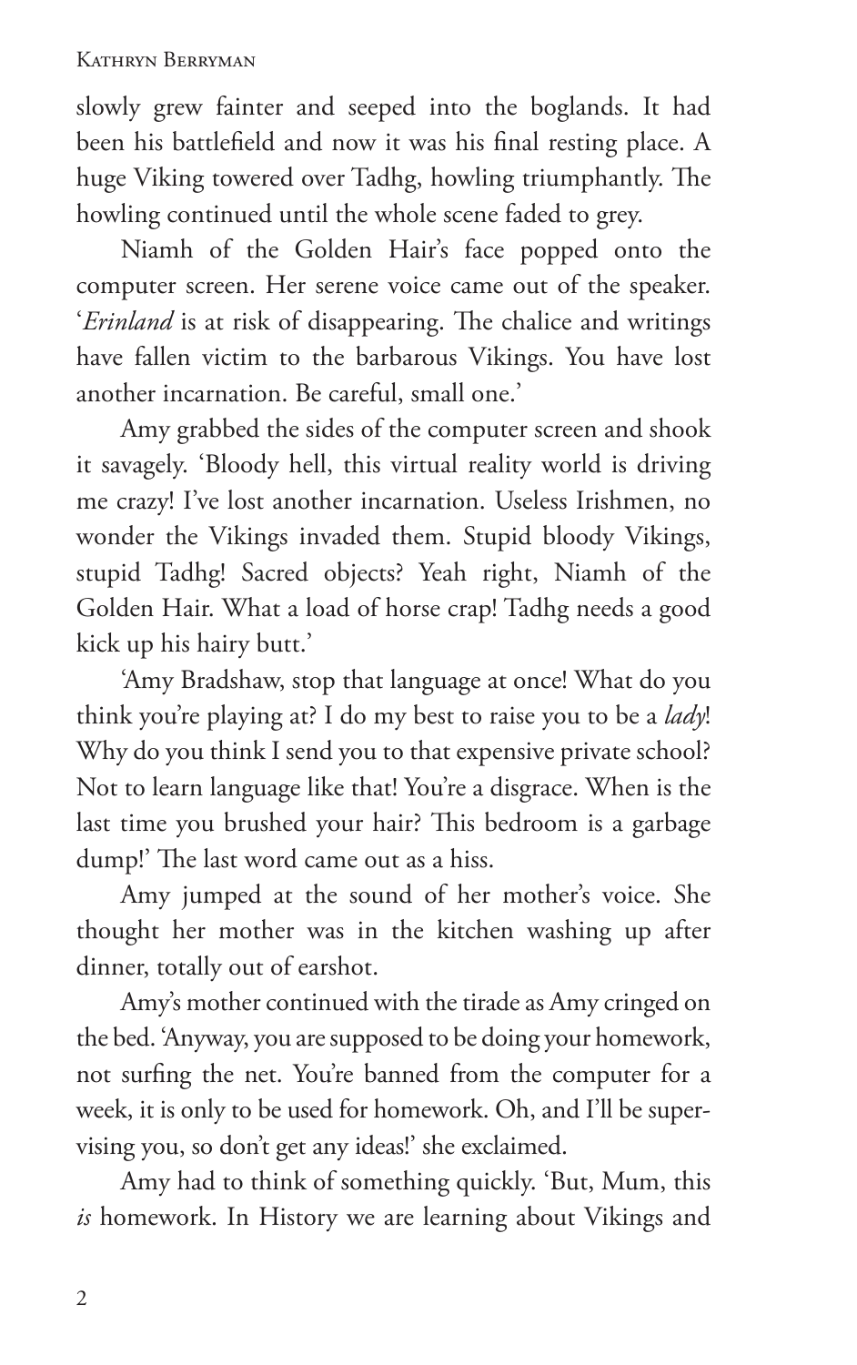slowly grew fainter and seeped into the boglands. It had been his battlefield and now it was his final resting place. A huge Viking towered over Tadhg, howling triumphantly. The howling continued until the whole scene faded to grey.

Niamh of the Golden Hair's face popped onto the computer screen. Her serene voice came out of the speaker. '*Erinland* is at risk of disappearing. The chalice and writings have fallen victim to the barbarous Vikings. You have lost another incarnation. Be careful, small one.'

Amy grabbed the sides of the computer screen and shook it savagely. 'Bloody hell, this virtual reality world is driving me crazy! I've lost another incarnation. Useless Irishmen, no wonder the Vikings invaded them. Stupid bloody Vikings, stupid Tadhg! Sacred objects? Yeah right, Niamh of the Golden Hair. What a load of horse crap! Tadhg needs a good kick up his hairy butt.'

'Amy Bradshaw, stop that language at once! What do you think you're playing at? I do my best to raise you to be a *lady*! Why do you think I send you to that expensive private school? Not to learn language like that! You're a disgrace. When is the last time you brushed your hair? This bedroom is a garbage dump!' The last word came out as a hiss.

Amy jumped at the sound of her mother's voice. She thought her mother was in the kitchen washing up after dinner, totally out of earshot.

Amy's mother continued with the tirade as Amy cringed on the bed. 'Anyway, you are supposed to be doing your homework, not surfing the net. You're banned from the computer for a week, it is only to be used for homework. Oh, and I'll be supervising you, so don't get any ideas!' she exclaimed.

Amy had to think of something quickly. 'But, Mum, this *is* homework. In History we are learning about Vikings and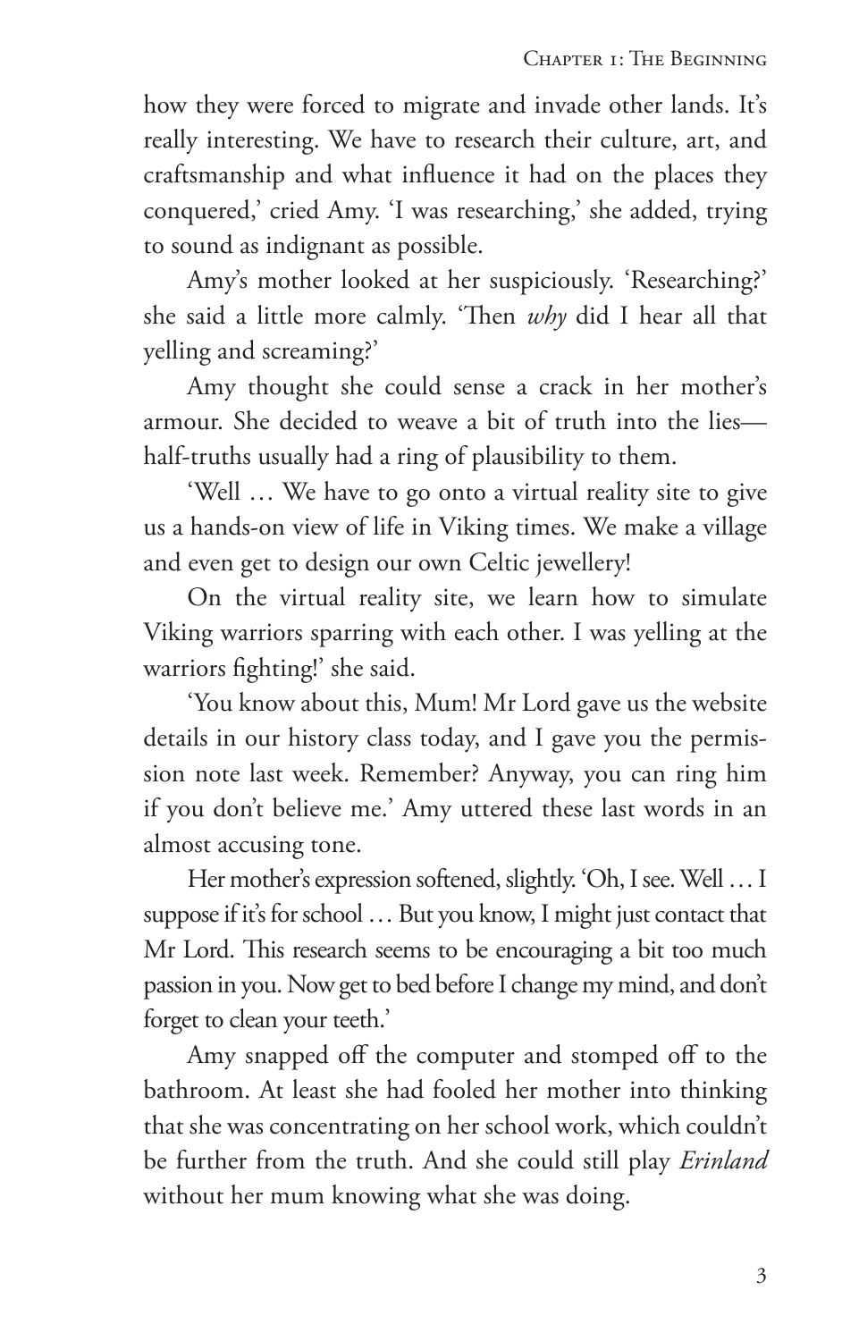how they were forced to migrate and invade other lands. It's really interesting. We have to research their culture, art, and craftsmanship and what influence it had on the places they conquered,' cried Amy. 'I was researching,' she added, trying to sound as indignant as possible.

Amy's mother looked at her suspiciously. 'Researching?' she said a little more calmly. 'Then *why* did I hear all that yelling and screaming?'

Amy thought she could sense a crack in her mother's armour. She decided to weave a bit of truth into the lies—half-truths usually had a ring of plausibility to them.

'Well … We have to go onto a virtual reality site to give us a hands-on view of life in Viking times. We make a village and even get to design our own Celtic jewellery!

On the virtual reality site, we learn how to simulate Viking warriors sparring with each other. I was yelling at the warriors fighting!' she said.

'You know about this, Mum! Mr Lord gave us the website details in our history class today, and I gave you the permission note last week. Remember? Anyway, you can ring him if you don't believe me.' Amy uttered these last words in an almost accusing tone.

Her mother's expression softened, slightly. 'Oh, I see. Well … I suppose if it's for school … But you know, I might just contact that Mr Lord. This research seems to be encouraging a bit too much passion in you. Now get to bed before I change my mind, and don't forget to clean your teeth.'

Amy snapped off the computer and stomped off to the bathroom. At least she had fooled her mother into thinking that she was concentrating on her school work, which couldn't be further from the truth. And she could still play *Erinland* without her mum knowing what she was doing.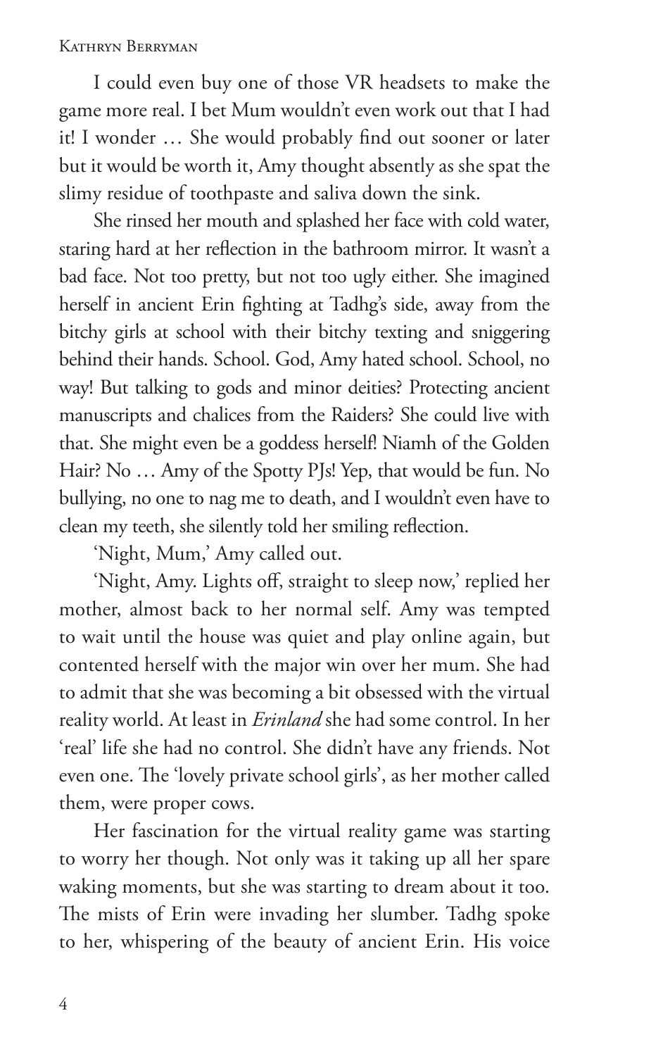I could even buy one of those VR headsets to make the game more real. I bet Mum wouldn't even work out that I had it! I wonder … She would probably find out sooner or later but it would be worth it, Amy thought absently as she spat the slimy residue of toothpaste and saliva down the sink.

She rinsed her mouth and splashed her face with cold water, staring hard at her reflection in the bathroom mirror. It wasn't a bad face. Not too pretty, but not too ugly either. She imagined herself in ancient Erin fighting at Tadhg's side, away from the bitchy girls at school with their bitchy texting and sniggering behind their hands. School. God, Amy hated school. School, no way! But talking to gods and minor deities? Protecting ancient manuscripts and chalices from the Raiders? She could live with that. She might even be a goddess herself! Niamh of the Golden Hair? No … Amy of the Spotty PJs! Yep, that would be fun. No bullying, no one to nag me to death, and I wouldn't even have to clean my teeth, she silently told her smiling reflection.

'Night, Mum,' Amy called out.

'Night, Amy. Lights off, straight to sleep now,' replied her mother, almost back to her normal self. Amy was tempted to wait until the house was quiet and play online again, but contented herself with the major win over her mum. She had to admit that she was becoming a bit obsessed with the virtual reality world. At least in *Erinland* she had some control. In her 'real' life she had no control. She didn't have any friends. Not even one. The 'lovely private school girls', as her mother called them, were proper cows.

Her fascination for the virtual reality game was starting to worry her though. Not only was it taking up all her spare waking moments, but she was starting to dream about it too. The mists of Erin were invading her slumber. Tadhg spoke to her, whispering of the beauty of ancient Erin. His voice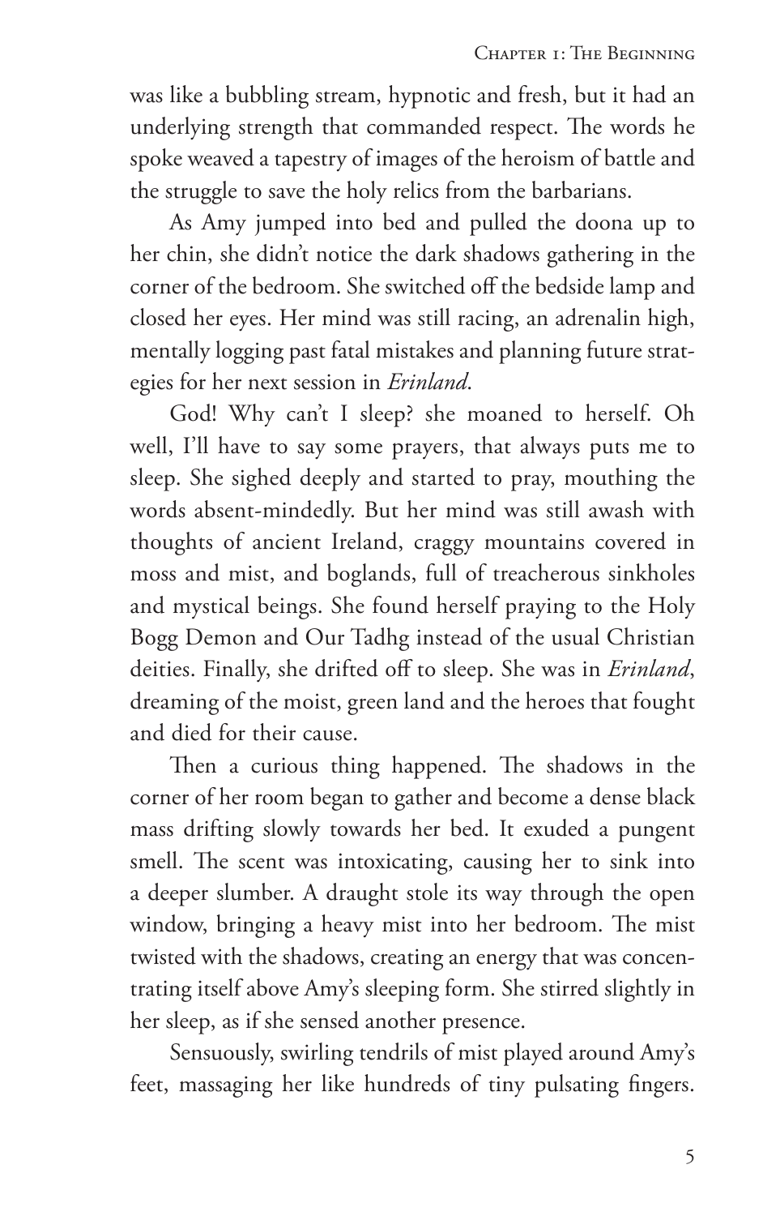was like a bubbling stream, hypnotic and fresh, but it had an underlying strength that commanded respect. The words he spoke weaved a tapestry of images of the heroism of battle and the struggle to save the holy relics from the barbarians.

As Amy jumped into bed and pulled the doona up to her chin, she didn't notice the dark shadows gathering in the corner of the bedroom. She switched off the bedside lamp and closed her eyes. Her mind was still racing, an adrenalin high, mentally logging past fatal mistakes and planning future strategies for her next session in *Erinland*.

God! Why can't I sleep? she moaned to herself. Oh well, I'll have to say some prayers, that always puts me to sleep. She sighed deeply and started to pray, mouthing the words absent-mindedly. But her mind was still awash with thoughts of ancient Ireland, craggy mountains covered in moss and mist, and boglands, full of treacherous sinkholes and mystical beings. She found herself praying to the Holy Bogg Demon and Our Tadhg instead of the usual Christian deities. Finally, she drifted off to sleep. She was in *Erinland*, dreaming of the moist, green land and the heroes that fought and died for their cause.

Then a curious thing happened. The shadows in the corner of her room began to gather and become a dense black mass drifting slowly towards her bed. It exuded a pungent smell. The scent was intoxicating, causing her to sink into a deeper slumber. A draught stole its way through the open window, bringing a heavy mist into her bedroom. The mist twisted with the shadows, creating an energy that was concentrating itself above Amy's sleeping form. She stirred slightly in her sleep, as if she sensed another presence.

Sensuously, swirling tendrils of mist played around Amy's feet, massaging her like hundreds of tiny pulsating fingers.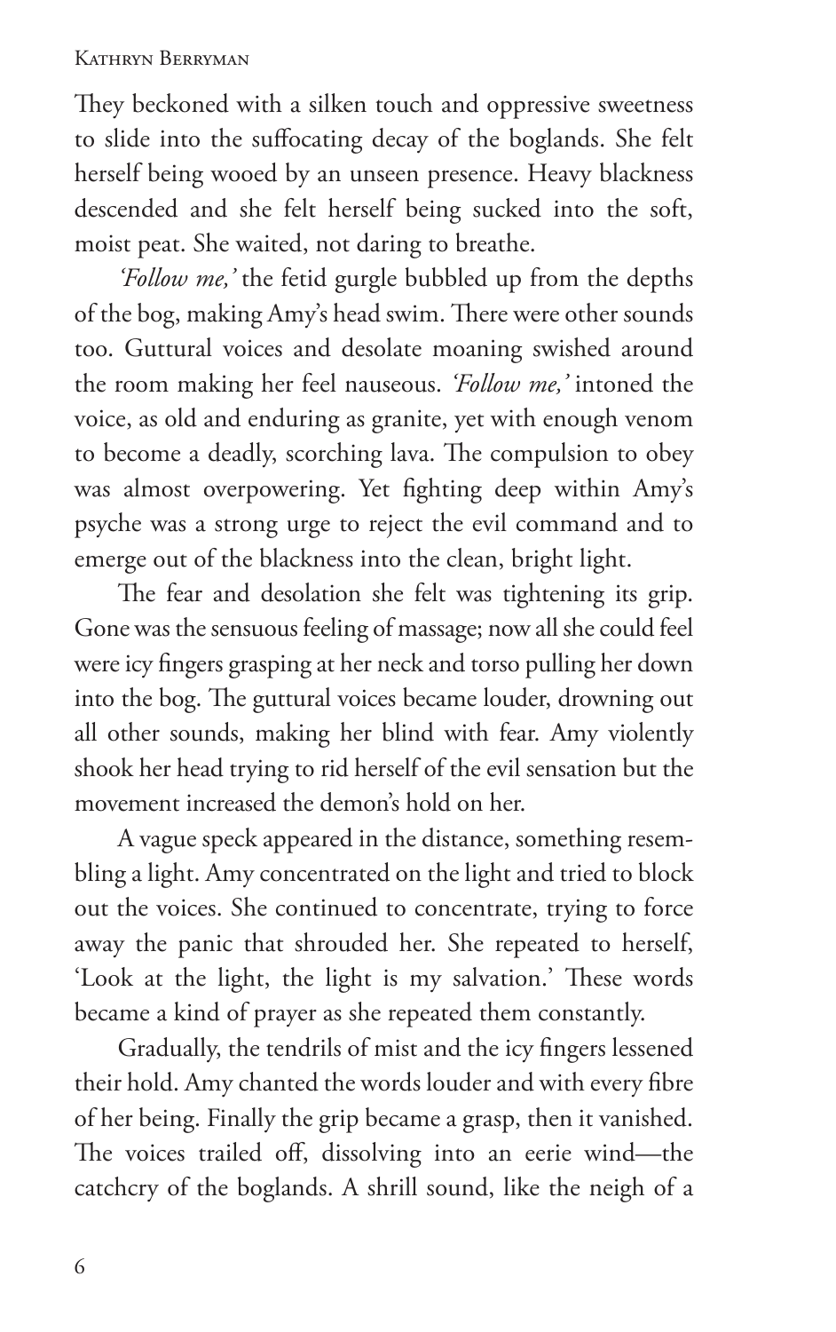They beckoned with a silken touch and oppressive sweetness to slide into the suffocating decay of the boglands. She felt herself being wooed by an unseen presence. Heavy blackness descended and she felt herself being sucked into the soft, moist peat. She waited, not daring to breathe.

*'Follow me,'* the fetid gurgle bubbled up from the depths of the bog, making Amy's head swim. There were other sounds too. Guttural voices and desolate moaning swished around the room making her feel nauseous. *'Follow me,'* intoned the voice, as old and enduring as granite, yet with enough venom to become a deadly, scorching lava. The compulsion to obey was almost overpowering. Yet fighting deep within Amy's psyche was a strong urge to reject the evil command and to emerge out of the blackness into the clean, bright light.

The fear and desolation she felt was tightening its grip. Gone was the sensuous feeling of massage; now all she could feel were icy fingers grasping at her neck and torso pulling her down into the bog. The guttural voices became louder, drowning out all other sounds, making her blind with fear. Amy violently shook her head trying to rid herself of the evil sensation but the movement increased the demon's hold on her.

A vague speck appeared in the distance, something resembling a light. Amy concentrated on the light and tried to block out the voices. She continued to concentrate, trying to force away the panic that shrouded her. She repeated to herself, 'Look at the light, the light is my salvation.' These words became a kind of prayer as she repeated them constantly.

Gradually, the tendrils of mist and the icy fingers lessened their hold. Amy chanted the words louder and with every fibre of her being. Finally the grip became a grasp, then it vanished. The voices trailed off, dissolving into an eerie wind—the catchcry of the boglands. A shrill sound, like the neigh of a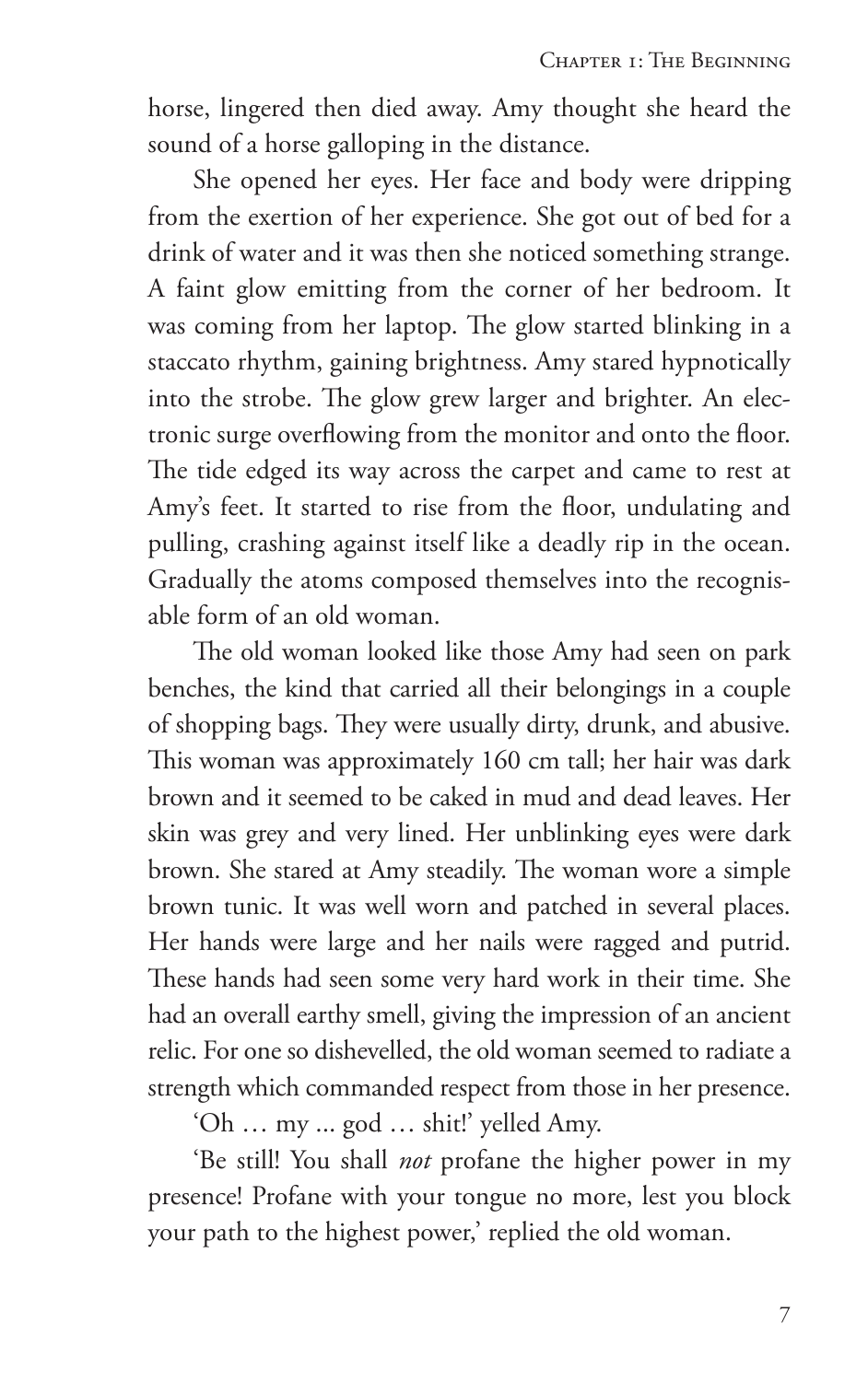horse, lingered then died away. Amy thought she heard the sound of a horse galloping in the distance.

She opened her eyes. Her face and body were dripping from the exertion of her experience. She got out of bed for a drink of water and it was then she noticed something strange. A faint glow emitting from the corner of her bedroom. It was coming from her laptop. The glow started blinking in a staccato rhythm, gaining brightness. Amy stared hypnotically into the strobe. The glow grew larger and brighter. An electronic surge overflowing from the monitor and onto the floor. The tide edged its way across the carpet and came to rest at Amy's feet. It started to rise from the floor, undulating and pulling, crashing against itself like a deadly rip in the ocean. Gradually the atoms composed themselves into the recognisable form of an old woman.

The old woman looked like those Amy had seen on park benches, the kind that carried all their belongings in a couple of shopping bags. They were usually dirty, drunk, and abusive. This woman was approximately 160 cm tall; her hair was dark brown and it seemed to be caked in mud and dead leaves. Her skin was grey and very lined. Her unblinking eyes were dark brown. She stared at Amy steadily. The woman wore a simple brown tunic. It was well worn and patched in several places. Her hands were large and her nails were ragged and putrid. These hands had seen some very hard work in their time. She had an overall earthy smell, giving the impression of an ancient relic. For one so dishevelled, the old woman seemed to radiate a strength which commanded respect from those in her presence.

'Oh … my ... god … shit!' yelled Amy.

'Be still! You shall *not* profane the higher power in my presence! Profane with your tongue no more, lest you block your path to the highest power,' replied the old woman.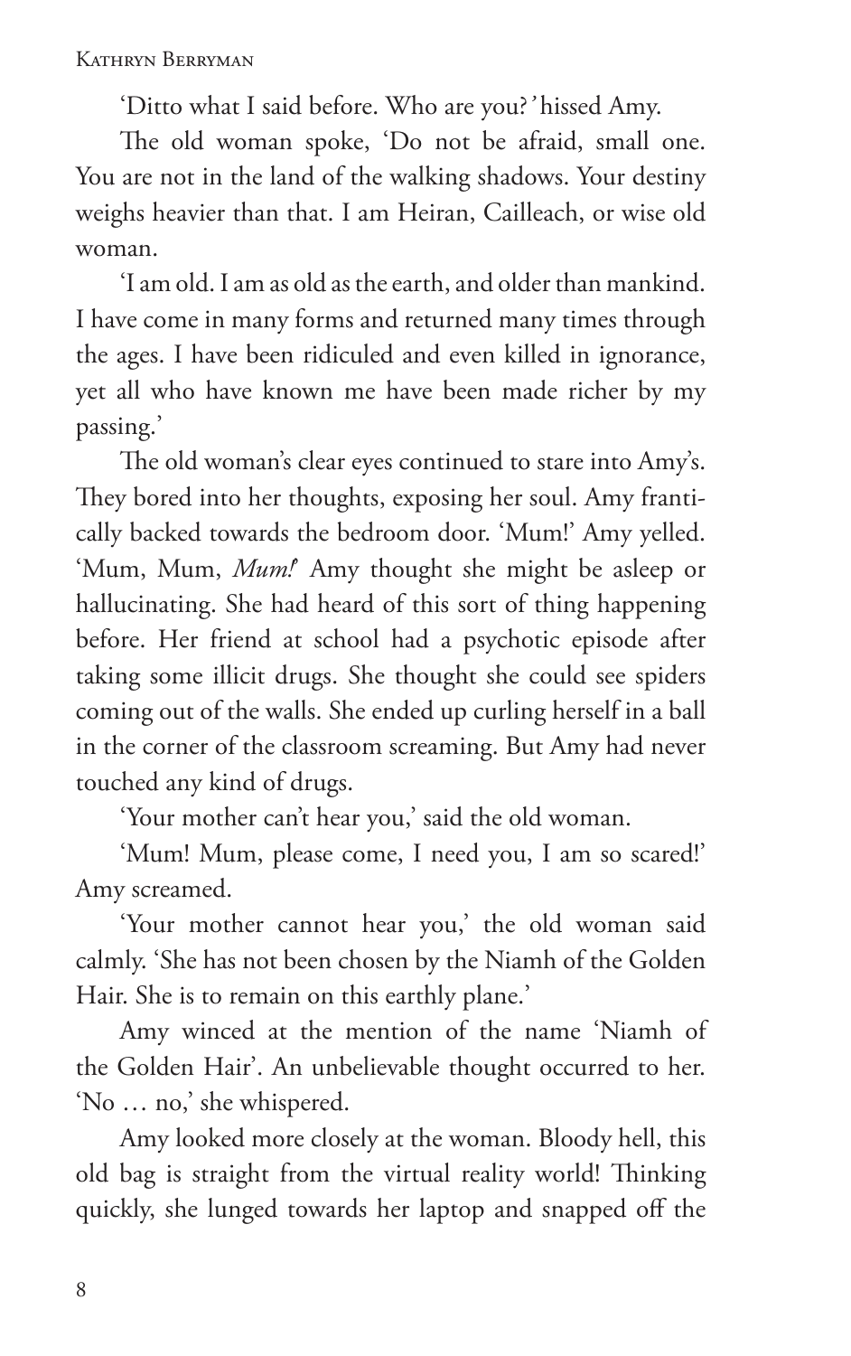'Ditto what I said before. Who are you?' hissed Amy.

The old woman spoke, 'Do not be afraid, small one. You are not in the land of the walking shadows. Your destiny weighs heavier than that. I am Heiran, Cailleach, or wise old woman.

'I am old. I am as old as the earth, and older than mankind. I have come in many forms and returned many times through the ages. I have been ridiculed and even killed in ignorance, yet all who have known me have been made richer by my passing.'

The old woman's clear eyes continued to stare into Amy's. They bored into her thoughts, exposing her soul. Amy frantically backed towards the bedroom door. 'Mum!' Amy yelled. 'Mum, Mum, *Mum!*' Amy thought she might be asleep or hallucinating. She had heard of this sort of thing happening before. Her friend at school had a psychotic episode after taking some illicit drugs. She thought she could see spiders coming out of the walls. She ended up curling herself in a ball in the corner of the classroom screaming. But Amy had never touched any kind of drugs.

'Your mother can't hear you,' said the old woman.

'Mum! Mum, please come, I need you, I am so scared!' Amy screamed.

'Your mother cannot hear you,' the old woman said calmly. 'She has not been chosen by the Niamh of the Golden Hair. She is to remain on this earthly plane.'

Amy winced at the mention of the name 'Niamh of the Golden Hair'. An unbelievable thought occurred to her. 'No … no,' she whispered.

Amy looked more closely at the woman. Bloody hell, this old bag is straight from the virtual reality world! Thinking quickly, she lunged towards her laptop and snapped off the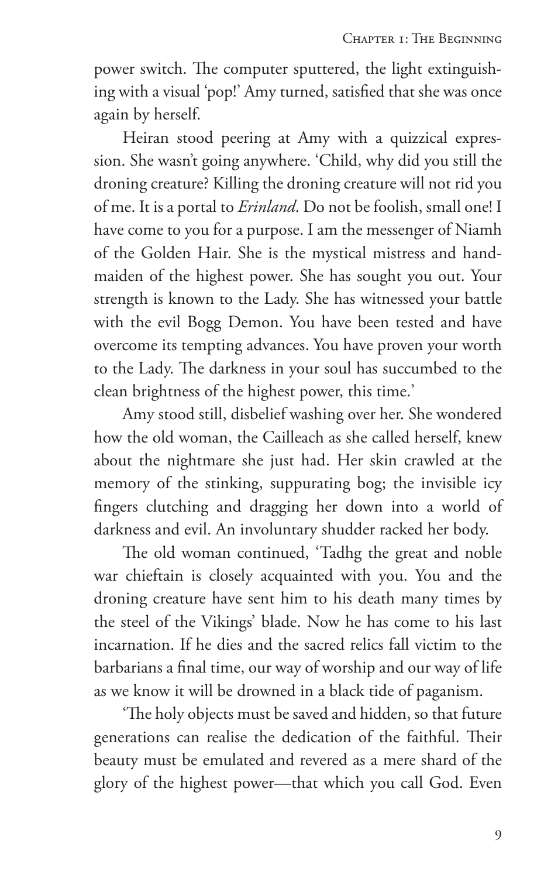power switch. The computer sputtered, the light extinguishing with a visual 'pop!' Amy turned, satisfied that she was once again by herself.

Heiran stood peering at Amy with a quizzical expression. She wasn't going anywhere. 'Child, why did you still the droning creature? Killing the droning creature will not rid you of me. It is a portal to *Erinland*. Do not be foolish, small one! I have come to you for a purpose. I am the messenger of Niamh of the Golden Hair. She is the mystical mistress and handmaiden of the highest power. She has sought you out. Your strength is known to the Lady. She has witnessed your battle with the evil Bogg Demon. You have been tested and have overcome its tempting advances. You have proven your worth to the Lady. The darkness in your soul has succumbed to the clean brightness of the highest power, this time.'

Amy stood still, disbelief washing over her. She wondered how the old woman, the Cailleach as she called herself, knew about the nightmare she just had. Her skin crawled at the memory of the stinking, suppurating bog; the invisible icy fingers clutching and dragging her down into a world of darkness and evil. An involuntary shudder racked her body.

The old woman continued, 'Tadhg the great and noble war chieftain is closely acquainted with you. You and the droning creature have sent him to his death many times by the steel of the Vikings' blade. Now he has come to his last incarnation. If he dies and the sacred relics fall victim to the barbarians a final time, our way of worship and our way of life as we know it will be drowned in a black tide of paganism.

'The holy objects must be saved and hidden, so that future generations can realise the dedication of the faithful. Their beauty must be emulated and revered as a mere shard of the glory of the highest power—that which you call God. Even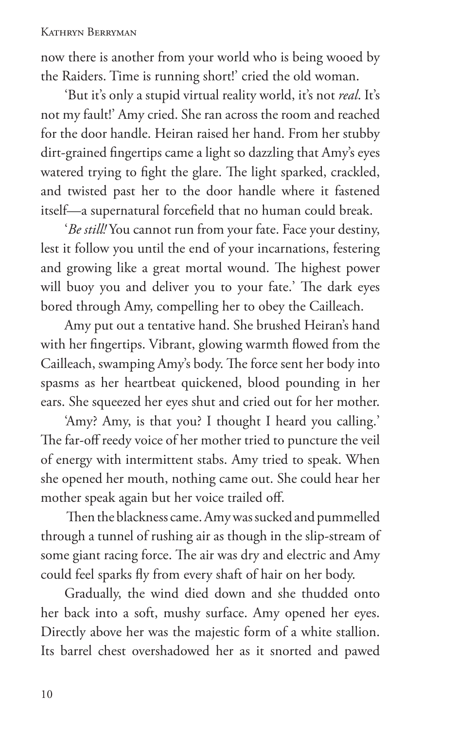now there is another from your world who is being wooed by the Raiders. Time is running short!' cried the old woman.

'But it's only a stupid virtual reality world, it's not *real*. It's not my fault!' Amy cried. She ran across the room and reached for the door handle. Heiran raised her hand. From her stubby dirt-grained fingertips came a light so dazzling that Amy's eyes watered trying to fight the glare. The light sparked, crackled, and twisted past her to the door handle where it fastened itself—a supernatural forcefield that no human could break.

'*Be still!* You cannot run from your fate. Face your destiny, lest it follow you until the end of your incarnations, festering and growing like a great mortal wound. The highest power will buoy you and deliver you to your fate.' The dark eyes bored through Amy, compelling her to obey the Cailleach.

Amy put out a tentative hand. She brushed Heiran's hand with her fingertips. Vibrant, glowing warmth flowed from the Cailleach, swamping Amy's body. The force sent her body into spasms as her heartbeat quickened, blood pounding in her ears. She squeezed her eyes shut and cried out for her mother.

'Amy? Amy, is that you? I thought I heard you calling.' The far-off reedy voice of her mother tried to puncture the veil of energy with intermittent stabs. Amy tried to speak. When she opened her mouth, nothing came out. She could hear her mother speak again but her voice trailed off.

Then the blackness came. Amy was sucked and pummelled through a tunnel of rushing air as though in the slip-stream of some giant racing force. The air was dry and electric and Amy could feel sparks fly from every shaft of hair on her body.

Gradually, the wind died down and she thudded onto her back into a soft, mushy surface. Amy opened her eyes. Directly above her was the majestic form of a white stallion. Its barrel chest overshadowed her as it snorted and pawed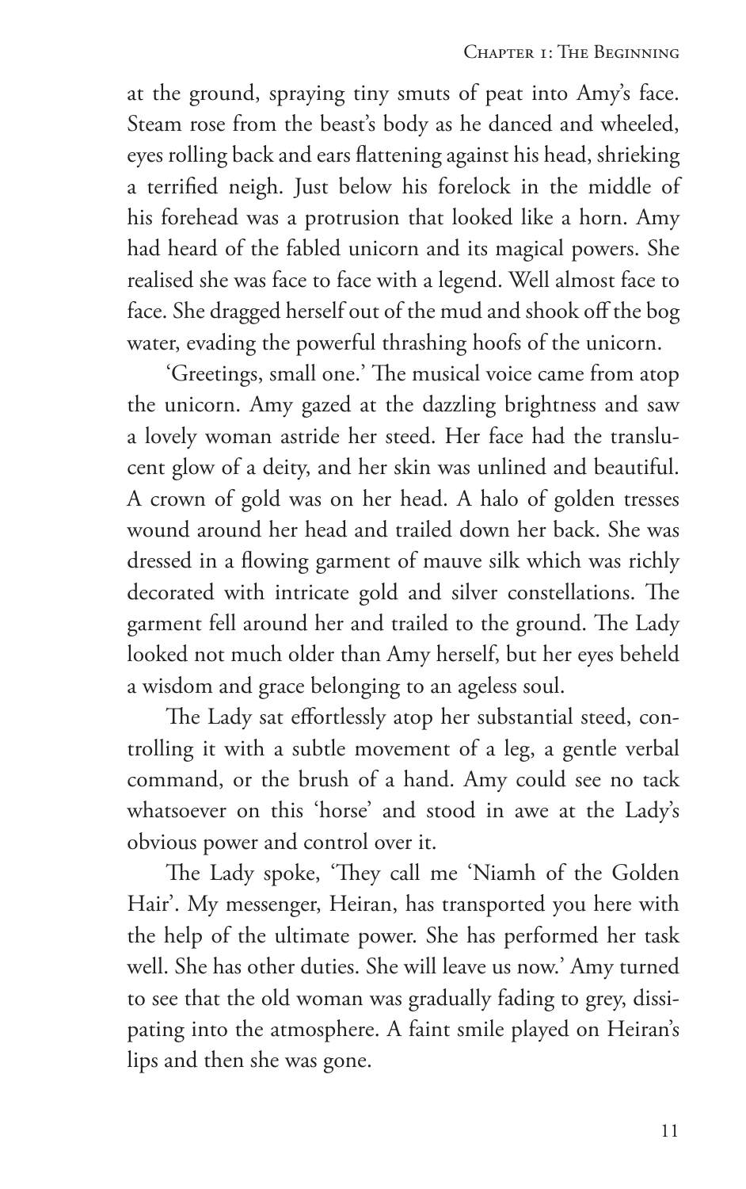at the ground, spraying tiny smuts of peat into Amy's face. Steam rose from the beast's body as he danced and wheeled, eyes rolling back and ears flattening against his head, shrieking a terrified neigh. Just below his forelock in the middle of his forehead was a protrusion that looked like a horn. Amy had heard of the fabled unicorn and its magical powers. She realised she was face to face with a legend. Well almost face to face. She dragged herself out of the mud and shook off the bog water, evading the powerful thrashing hoofs of the unicorn.

'Greetings, small one.' The musical voice came from atop the unicorn. Amy gazed at the dazzling brightness and saw a lovely woman astride her steed. Her face had the translucent glow of a deity, and her skin was unlined and beautiful. A crown of gold was on her head. A halo of golden tresses wound around her head and trailed down her back. She was dressed in a flowing garment of mauve silk which was richly decorated with intricate gold and silver constellations. The garment fell around her and trailed to the ground. The Lady looked not much older than Amy herself, but her eyes beheld a wisdom and grace belonging to an ageless soul.

The Lady sat effortlessly atop her substantial steed, controlling it with a subtle movement of a leg, a gentle verbal command, or the brush of a hand. Amy could see no tack whatsoever on this 'horse' and stood in awe at the Lady's obvious power and control over it.

The Lady spoke, 'They call me 'Niamh of the Golden Hair'. My messenger, Heiran, has transported you here with the help of the ultimate power. She has performed her task well. She has other duties. She will leave us now.' Amy turned to see that the old woman was gradually fading to grey, dissipating into the atmosphere. A faint smile played on Heiran's lips and then she was gone.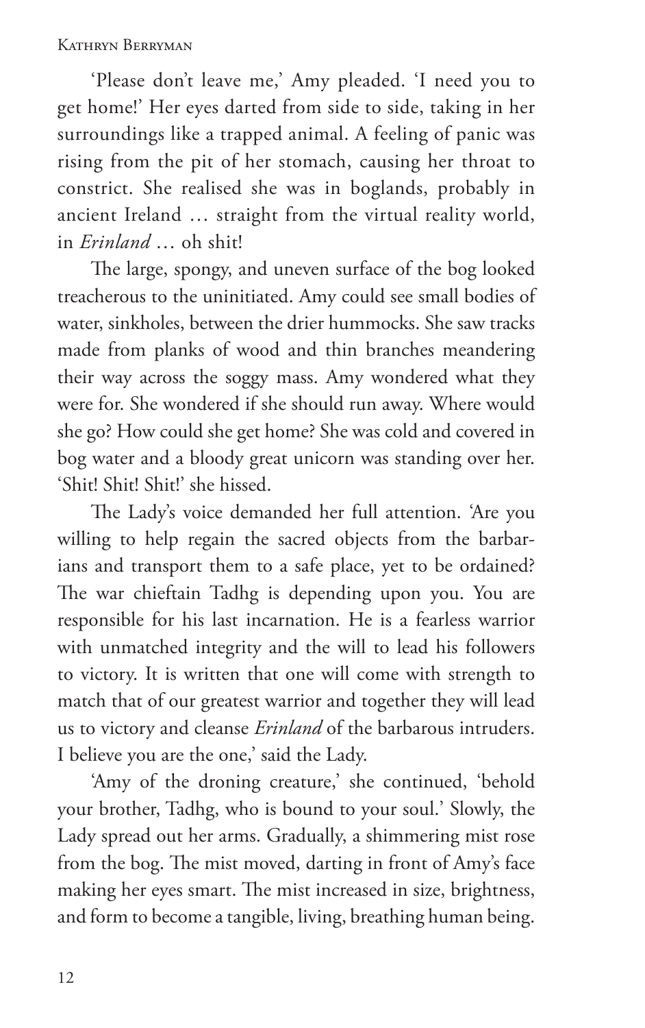'Please don't leave me,' Amy pleaded. 'I need you to get home!' Her eyes darted from side to side, taking in her surroundings like a trapped animal. A feeling of panic was rising from the pit of her stomach, causing her throat to constrict. She realised she was in boglands, probably in ancient Ireland … straight from the virtual reality world, in *Erinland* … oh shit!

The large, spongy, and uneven surface of the bog looked treacherous to the uninitiated. Amy could see small bodies of water, sinkholes, between the drier hummocks. She saw tracks made from planks of wood and thin branches meandering their way across the soggy mass. Amy wondered what they were for. She wondered if she should run away. Where would she go? How could she get home? She was cold and covered in bog water and a bloody great unicorn was standing over her. 'Shit! Shit! Shit!' she hissed.

The Lady's voice demanded her full attention. 'Are you willing to help regain the sacred objects from the barbarians and transport them to a safe place, yet to be ordained? The war chieftain Tadhg is depending upon you. You are responsible for his last incarnation. He is a fearless warrior with unmatched integrity and the will to lead his followers to victory. It is written that one will come with strength to match that of our greatest warrior and together they will lead us to victory and cleanse *Erinland* of the barbarous intruders. I believe you are the one,' said the Lady.

'Amy of the droning creature,' she continued, 'behold your brother, Tadhg, who is bound to your soul.' Slowly, the Lady spread out her arms. Gradually, a shimmering mist rose from the bog. The mist moved, darting in front of Amy's face making her eyes smart. The mist increased in size, brightness, and form to become a tangible, living, breathing human being.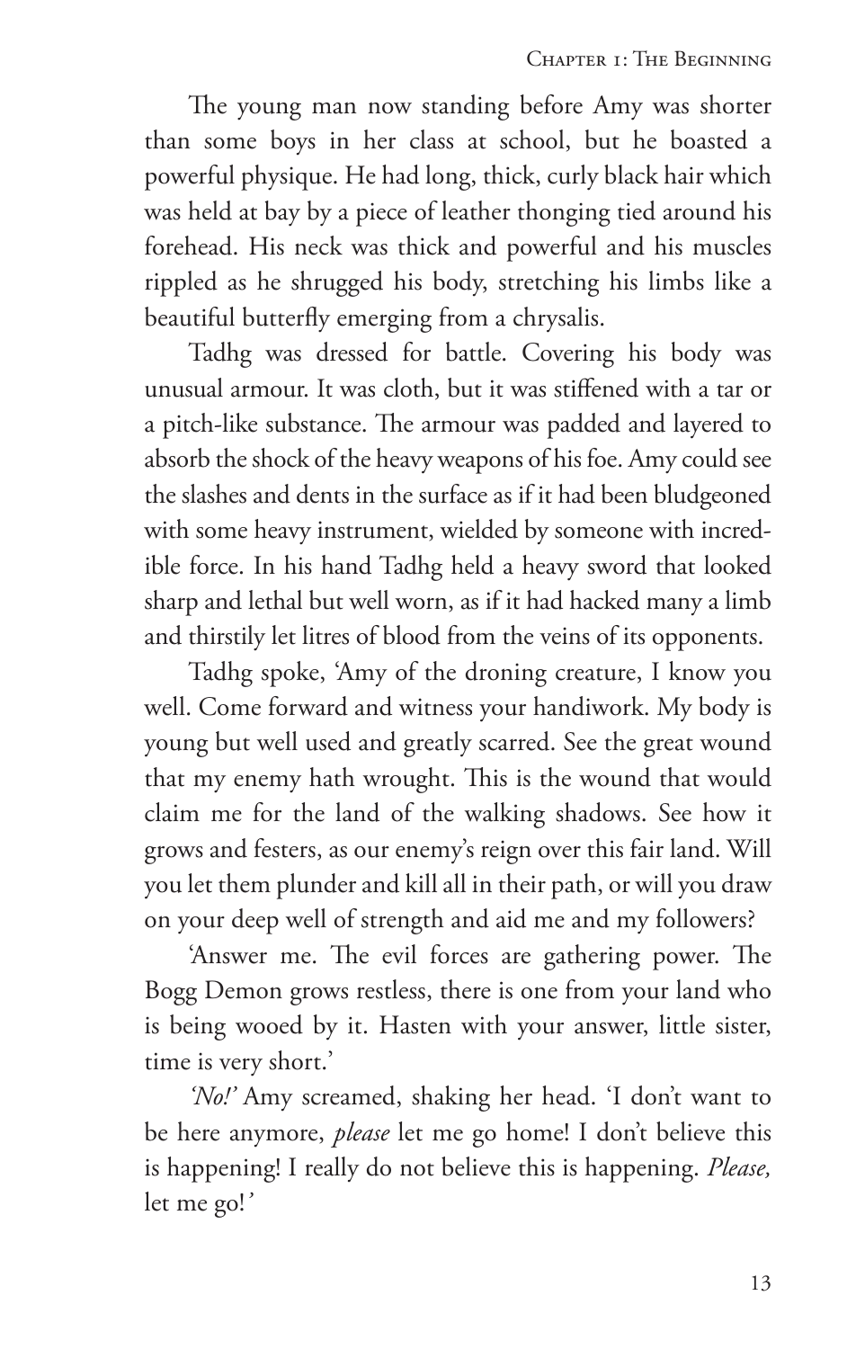The young man now standing before Amy was shorter than some boys in her class at school, but he boasted a powerful physique. He had long, thick, curly black hair which was held at bay by a piece of leather thonging tied around his forehead. His neck was thick and powerful and his muscles rippled as he shrugged his body, stretching his limbs like a beautiful butterfly emerging from a chrysalis.

Tadhg was dressed for battle. Covering his body was unusual armour. It was cloth, but it was stiffened with a tar or a pitch-like substance. The armour was padded and layered to absorb the shock of the heavy weapons of his foe. Amy could see the slashes and dents in the surface as if it had been bludgeoned with some heavy instrument, wielded by someone with incredible force. In his hand Tadhg held a heavy sword that looked sharp and lethal but well worn, as if it had hacked many a limb and thirstily let litres of blood from the veins of its opponents.

Tadhg spoke, 'Amy of the droning creature, I know you well. Come forward and witness your handiwork. My body is young but well used and greatly scarred. See the great wound that my enemy hath wrought. This is the wound that would claim me for the land of the walking shadows. See how it grows and festers, as our enemy's reign over this fair land. Will you let them plunder and kill all in their path, or will you draw on your deep well of strength and aid me and my followers?

'Answer me. The evil forces are gathering power. The Bogg Demon grows restless, there is one from your land who is being wooed by it. Hasten with your answer, little sister, time is very short.'

*'No!'* Amy screamed, shaking her head. 'I don't want to be here anymore, *please* let me go home! I don't believe this is happening! I really do not believe this is happening. *Please,* let me go!'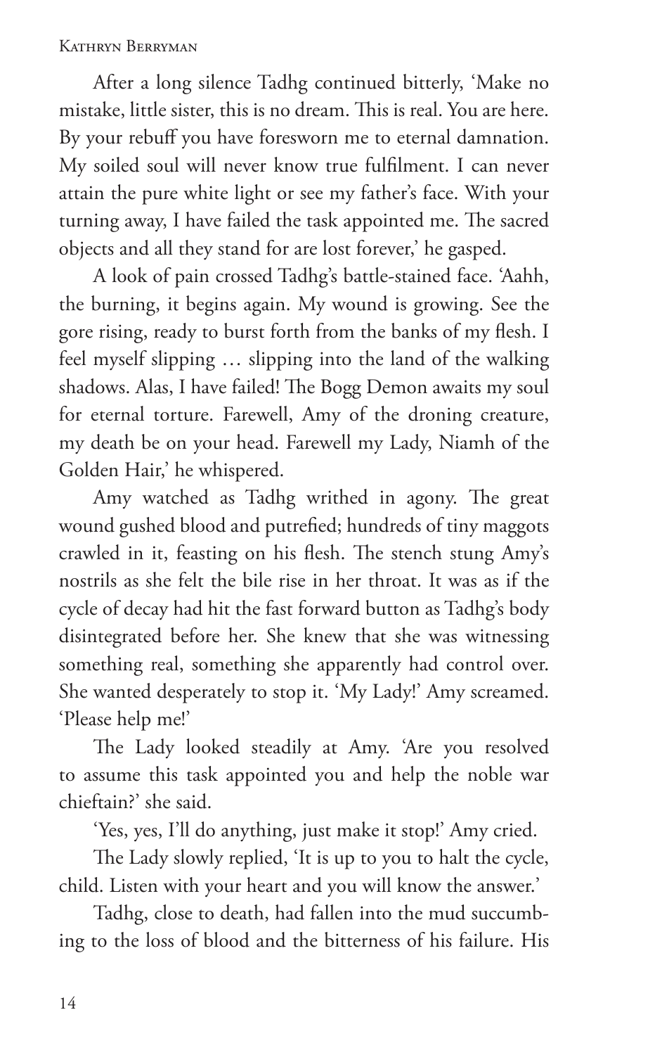After a long silence Tadhg continued bitterly, 'Make no mistake, little sister, this is no dream. This is real. You are here. By your rebuff you have foresworn me to eternal damnation. My soiled soul will never know true fulfilment. I can never attain the pure white light or see my father's face. With your turning away, I have failed the task appointed me. The sacred objects and all they stand for are lost forever,' he gasped.

A look of pain crossed Tadhg's battle-stained face. 'Aahh, the burning, it begins again. My wound is growing. See the gore rising, ready to burst forth from the banks of my flesh. I feel myself slipping … slipping into the land of the walking shadows. Alas, I have failed! The Bogg Demon awaits my soul for eternal torture. Farewell, Amy of the droning creature, my death be on your head. Farewell my Lady, Niamh of the Golden Hair,' he whispered.

Amy watched as Tadhg writhed in agony. The great wound gushed blood and putrefied; hundreds of tiny maggots crawled in it, feasting on his flesh. The stench stung Amy's nostrils as she felt the bile rise in her throat. It was as if the cycle of decay had hit the fast forward button as Tadhg's body disintegrated before her. She knew that she was witnessing something real, something she apparently had control over. She wanted desperately to stop it. 'My Lady!' Amy screamed. 'Please help me!'

The Lady looked steadily at Amy. 'Are you resolved to assume this task appointed you and help the noble war chieftain?' she said.

'Yes, yes, I'll do anything, just make it stop!' Amy cried.

The Lady slowly replied, 'It is up to you to halt the cycle, child. Listen with your heart and you will know the answer.'

Tadhg, close to death, had fallen into the mud succumbing to the loss of blood and the bitterness of his failure. His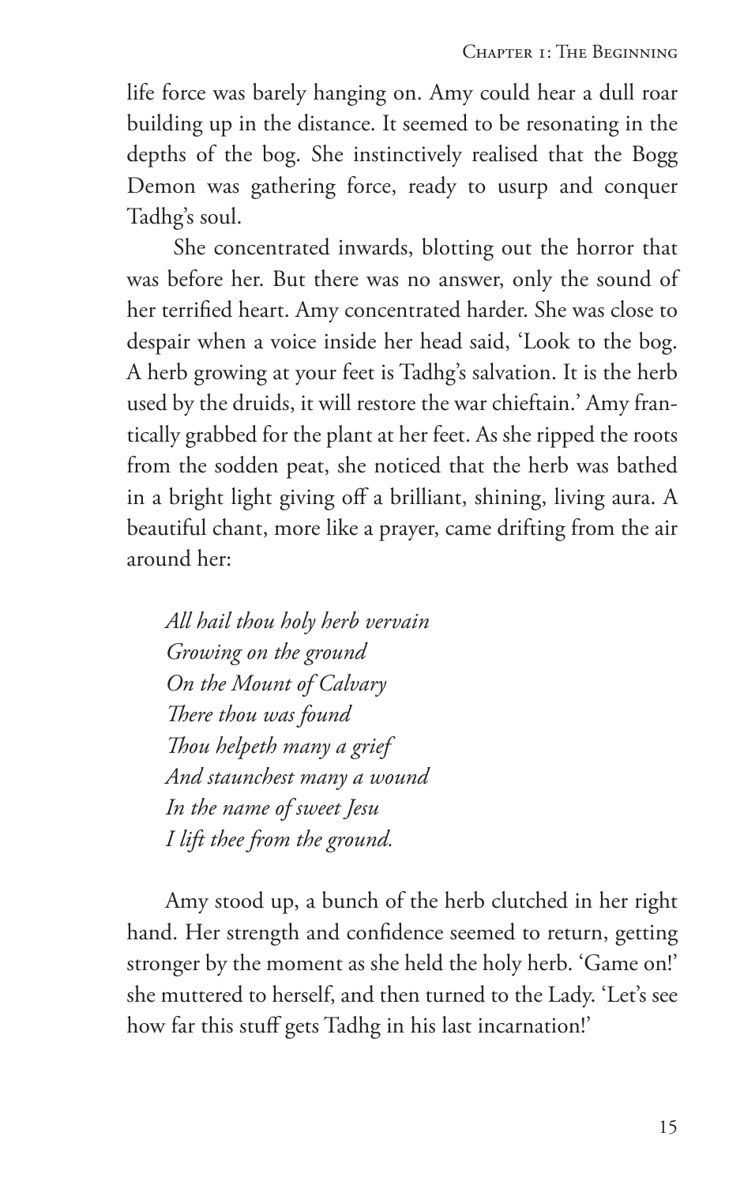life force was barely hanging on. Amy could hear a dull roar building up in the distance. It seemed to be resonating in the depths of the bog. She instinctively realised that the Bogg Demon was gathering force, ready to usurp and conquer Tadhg's soul.

She concentrated inwards, blotting out the horror that was before her. But there was no answer, only the sound of her terrified heart. Amy concentrated harder. She was close to despair when a voice inside her head said, 'Look to the bog. A herb growing at your feet is Tadhg's salvation. It is the herb used by the druids, it will restore the war chieftain.' Amy frantically grabbed for the plant at her feet. As she ripped the roots from the sodden peat, she noticed that the herb was bathed in a bright light giving off a brilliant, shining, living aura. A beautiful chant, more like a prayer, came drifting from the air around her:

*All hail thou holy herb vervain*
*Growing on the ground*
*On the Mount of Calvary*
*There thou was found*
*Thou helpeth many a grief*
*And staunchest many a wound*
*In the name of sweet Jesu*
*I lift thee from the ground.*

Amy stood up, a bunch of the herb clutched in her right hand. Her strength and confidence seemed to return, getting stronger by the moment as she held the holy herb. 'Game on!' she muttered to herself, and then turned to the Lady. 'Let's see how far this stuff gets Tadhg in his last incarnation!'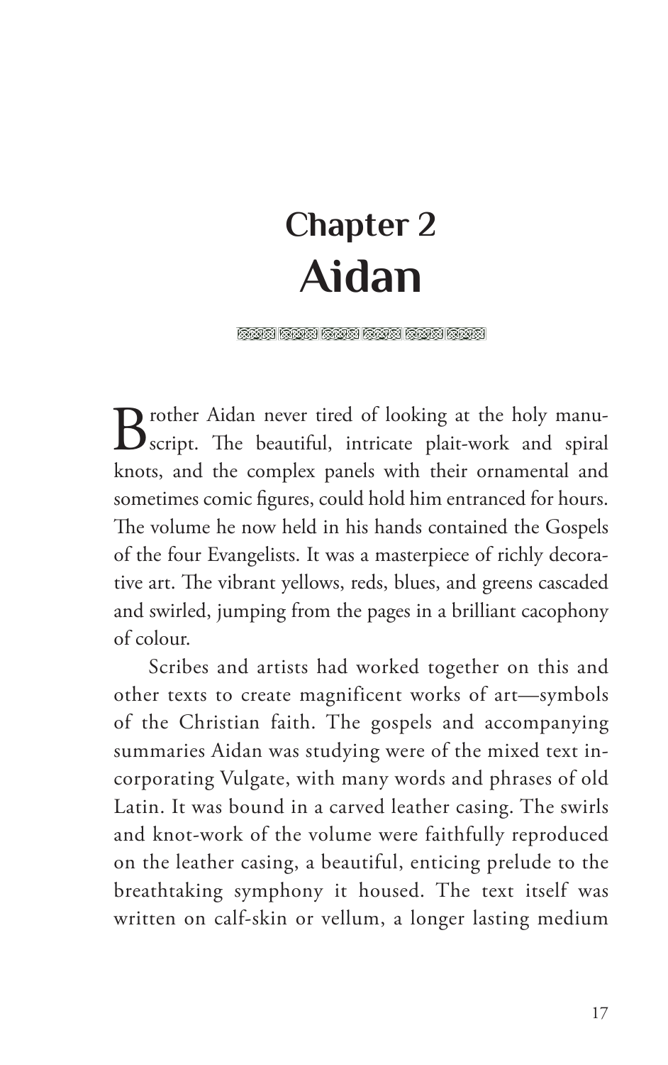# Chapter 2
# Aidan

Brother Aidan never tired of looking at the holy manuscript. The beautiful, intricate plait-work and spiral knots, and the complex panels with their ornamental and sometimes comic figures, could hold him entranced for hours. The volume he now held in his hands contained the Gospels of the four Evangelists. It was a masterpiece of richly decorative art. The vibrant yellows, reds, blues, and greens cascaded and swirled, jumping from the pages in a brilliant cacophony of colour.

Scribes and artists had worked together on this and other texts to create magnificent works of art—symbols of the Christian faith. The gospels and accompanying summaries Aidan was studying were of the mixed text incorporating Vulgate, with many words and phrases of old Latin. It was bound in a carved leather casing. The swirls and knot-work of the volume were faithfully reproduced on the leather casing, a beautiful, enticing prelude to the breathtaking symphony it housed. The text itself was written on calf-skin or vellum, a longer lasting medium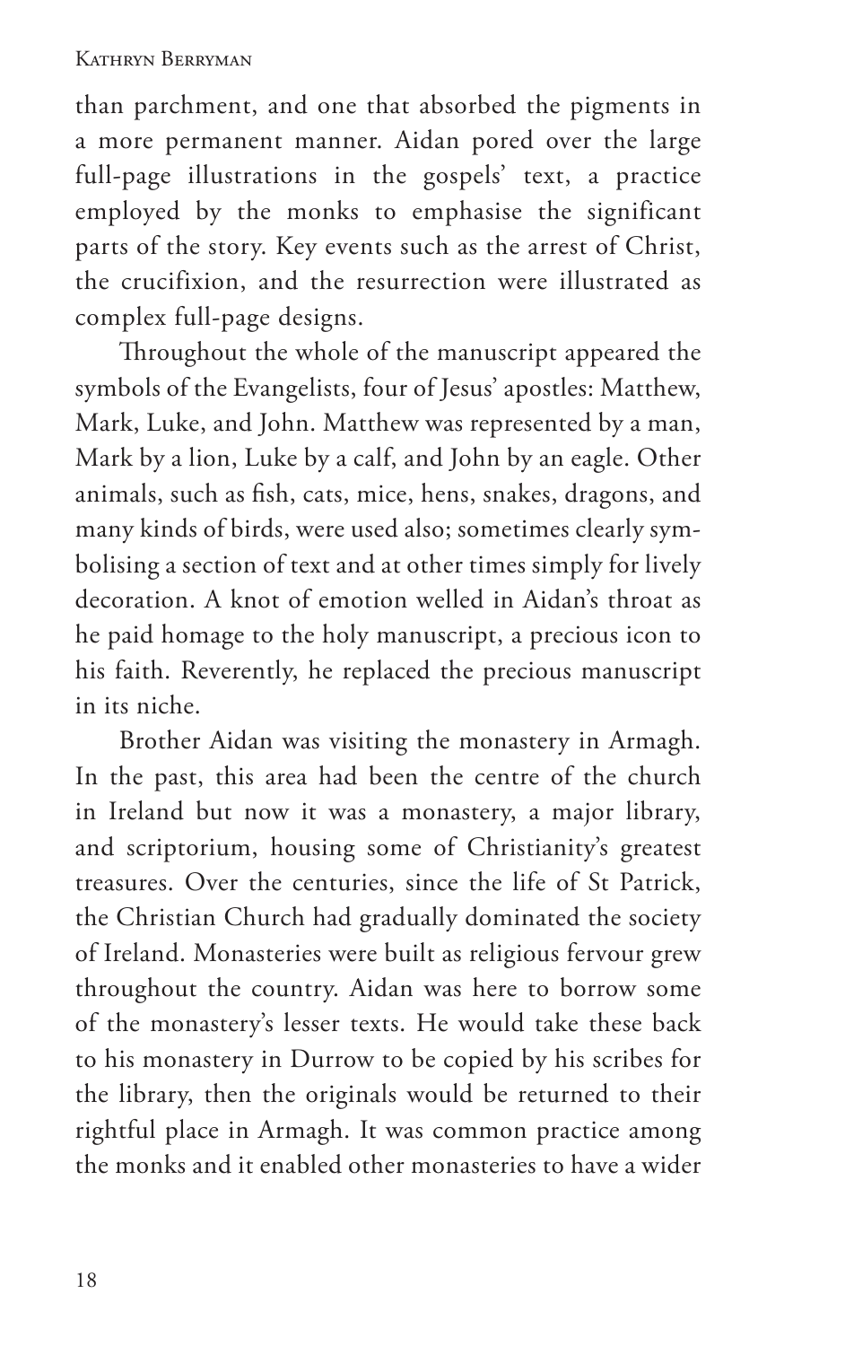than parchment, and one that absorbed the pigments in a more permanent manner. Aidan pored over the large full-page illustrations in the gospels' text, a practice employed by the monks to emphasise the significant parts of the story. Key events such as the arrest of Christ, the crucifixion, and the resurrection were illustrated as complex full-page designs.

Throughout the whole of the manuscript appeared the symbols of the Evangelists, four of Jesus' apostles: Matthew, Mark, Luke, and John. Matthew was represented by a man, Mark by a lion, Luke by a calf, and John by an eagle. Other animals, such as fish, cats, mice, hens, snakes, dragons, and many kinds of birds, were used also; sometimes clearly symbolising a section of text and at other times simply for lively decoration. A knot of emotion welled in Aidan's throat as he paid homage to the holy manuscript, a precious icon to his faith. Reverently, he replaced the precious manuscript in its niche.

Brother Aidan was visiting the monastery in Armagh. In the past, this area had been the centre of the church in Ireland but now it was a monastery, a major library, and scriptorium, housing some of Christianity's greatest treasures. Over the centuries, since the life of St Patrick, the Christian Church had gradually dominated the society of Ireland. Monasteries were built as religious fervour grew throughout the country. Aidan was here to borrow some of the monastery's lesser texts. He would take these back to his monastery in Durrow to be copied by his scribes for the library, then the originals would be returned to their rightful place in Armagh. It was common practice among the monks and it enabled other monasteries to have a wider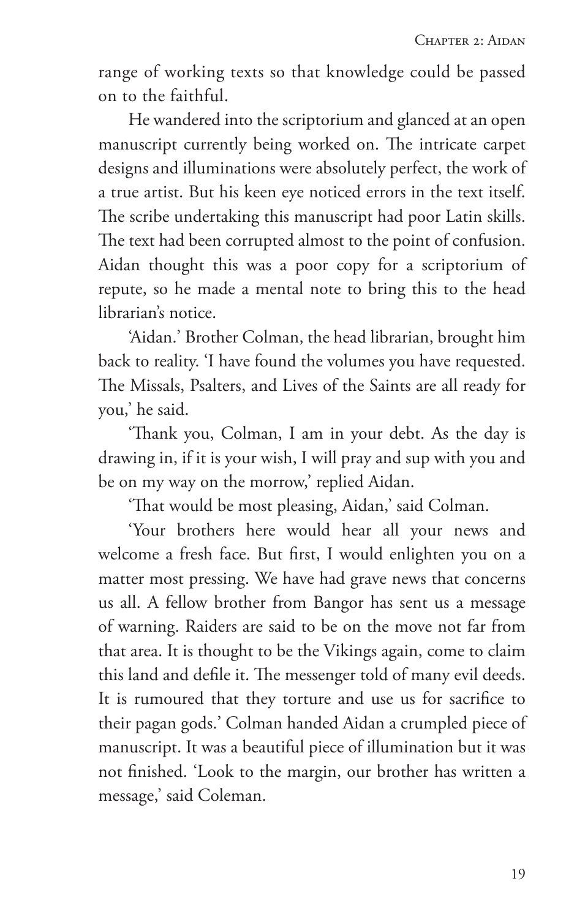range of working texts so that knowledge could be passed on to the faithful.

He wandered into the scriptorium and glanced at an open manuscript currently being worked on. The intricate carpet designs and illuminations were absolutely perfect, the work of a true artist. But his keen eye noticed errors in the text itself. The scribe undertaking this manuscript had poor Latin skills. The text had been corrupted almost to the point of confusion. Aidan thought this was a poor copy for a scriptorium of repute, so he made a mental note to bring this to the head librarian's notice.

'Aidan.' Brother Colman, the head librarian, brought him back to reality. 'I have found the volumes you have requested. The Missals, Psalters, and Lives of the Saints are all ready for you,' he said.

'Thank you, Colman, I am in your debt. As the day is drawing in, if it is your wish, I will pray and sup with you and be on my way on the morrow,' replied Aidan.

'That would be most pleasing, Aidan,' said Colman.

'Your brothers here would hear all your news and welcome a fresh face. But first, I would enlighten you on a matter most pressing. We have had grave news that concerns us all. A fellow brother from Bangor has sent us a message of warning. Raiders are said to be on the move not far from that area. It is thought to be the Vikings again, come to claim this land and defile it. The messenger told of many evil deeds. It is rumoured that they torture and use us for sacrifice to their pagan gods.' Colman handed Aidan a crumpled piece of manuscript. It was a beautiful piece of illumination but it was not finished. 'Look to the margin, our brother has written a message,' said Coleman.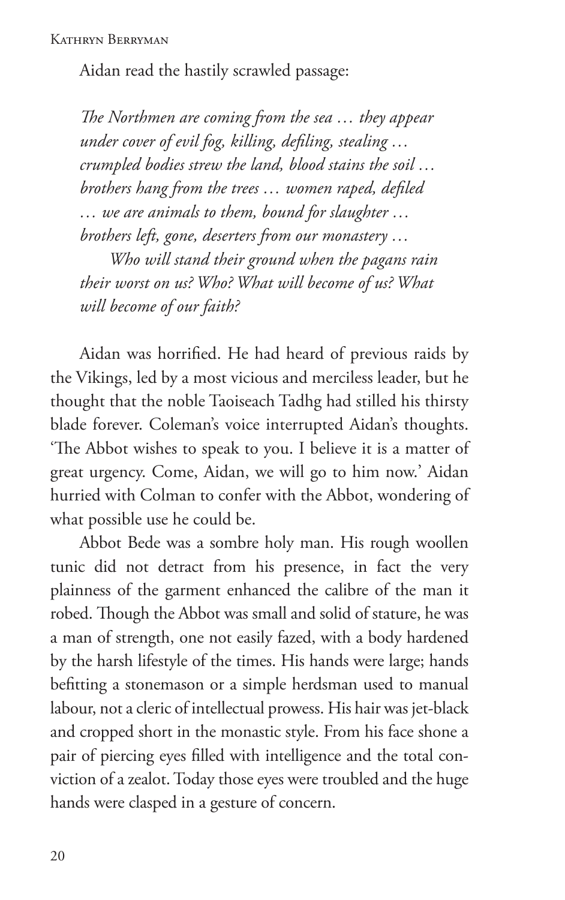Aidan read the hastily scrawled passage:

*The Northmen are coming from the sea … they appear under cover of evil fog, killing, defiling, stealing … crumpled bodies strew the land, blood stains the soil … brothers hang from the trees … women raped, defiled … we are animals to them, bound for slaughter … brothers left, gone, deserters from our monastery …*

*Who will stand their ground when the pagans rain their worst on us? Who? What will become of us? What will become of our faith?*

Aidan was horrified. He had heard of previous raids by the Vikings, led by a most vicious and merciless leader, but he thought that the noble Taoiseach Tadhg had stilled his thirsty blade forever. Coleman's voice interrupted Aidan's thoughts. 'The Abbot wishes to speak to you. I believe it is a matter of great urgency. Come, Aidan, we will go to him now.' Aidan hurried with Colman to confer with the Abbot, wondering of what possible use he could be.

Abbot Bede was a sombre holy man. His rough woollen tunic did not detract from his presence, in fact the very plainness of the garment enhanced the calibre of the man it robed. Though the Abbot was small and solid of stature, he was a man of strength, one not easily fazed, with a body hardened by the harsh lifestyle of the times. His hands were large; hands befitting a stonemason or a simple herdsman used to manual labour, not a cleric of intellectual prowess. His hair was jet-black and cropped short in the monastic style. From his face shone a pair of piercing eyes filled with intelligence and the total conviction of a zealot. Today those eyes were troubled and the huge hands were clasped in a gesture of concern.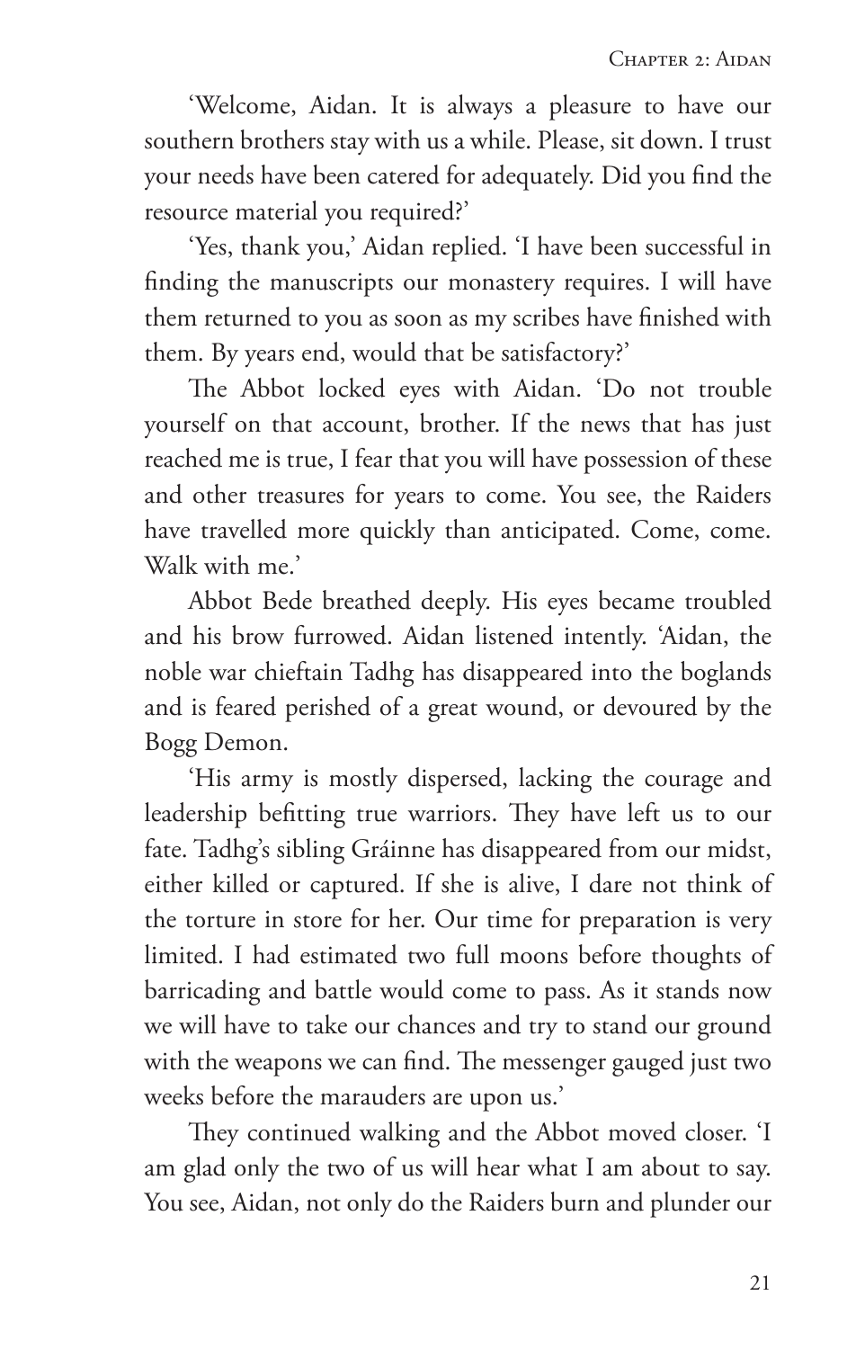'Welcome, Aidan. It is always a pleasure to have our southern brothers stay with us a while. Please, sit down. I trust your needs have been catered for adequately. Did you find the resource material you required?'

'Yes, thank you,' Aidan replied. 'I have been successful in finding the manuscripts our monastery requires. I will have them returned to you as soon as my scribes have finished with them. By years end, would that be satisfactory?'

The Abbot locked eyes with Aidan. 'Do not trouble yourself on that account, brother. If the news that has just reached me is true, I fear that you will have possession of these and other treasures for years to come. You see, the Raiders have travelled more quickly than anticipated. Come, come. Walk with me.'

Abbot Bede breathed deeply. His eyes became troubled and his brow furrowed. Aidan listened intently. 'Aidan, the noble war chieftain Tadhg has disappeared into the boglands and is feared perished of a great wound, or devoured by the Bogg Demon.

'His army is mostly dispersed, lacking the courage and leadership befitting true warriors. They have left us to our fate. Tadhg's sibling Gráinne has disappeared from our midst, either killed or captured. If she is alive, I dare not think of the torture in store for her. Our time for preparation is very limited. I had estimated two full moons before thoughts of barricading and battle would come to pass. As it stands now we will have to take our chances and try to stand our ground with the weapons we can find. The messenger gauged just two weeks before the marauders are upon us.'

They continued walking and the Abbot moved closer. 'I am glad only the two of us will hear what I am about to say. You see, Aidan, not only do the Raiders burn and plunder our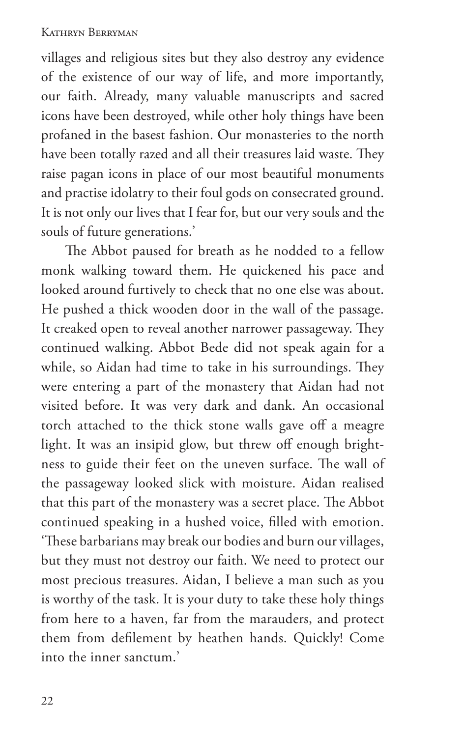villages and religious sites but they also destroy any evidence of the existence of our way of life, and more importantly, our faith. Already, many valuable manuscripts and sacred icons have been destroyed, while other holy things have been profaned in the basest fashion. Our monasteries to the north have been totally razed and all their treasures laid waste. They raise pagan icons in place of our most beautiful monuments and practise idolatry to their foul gods on consecrated ground. It is not only our lives that I fear for, but our very souls and the souls of future generations.'

The Abbot paused for breath as he nodded to a fellow monk walking toward them. He quickened his pace and looked around furtively to check that no one else was about. He pushed a thick wooden door in the wall of the passage. It creaked open to reveal another narrower passageway. They continued walking. Abbot Bede did not speak again for a while, so Aidan had time to take in his surroundings. They were entering a part of the monastery that Aidan had not visited before. It was very dark and dank. An occasional torch attached to the thick stone walls gave off a meagre light. It was an insipid glow, but threw off enough brightness to guide their feet on the uneven surface. The wall of the passageway looked slick with moisture. Aidan realised that this part of the monastery was a secret place. The Abbot continued speaking in a hushed voice, filled with emotion. 'These barbarians may break our bodies and burn our villages, but they must not destroy our faith. We need to protect our most precious treasures. Aidan, I believe a man such as you is worthy of the task. It is your duty to take these holy things from here to a haven, far from the marauders, and protect them from defilement by heathen hands. Quickly! Come into the inner sanctum.'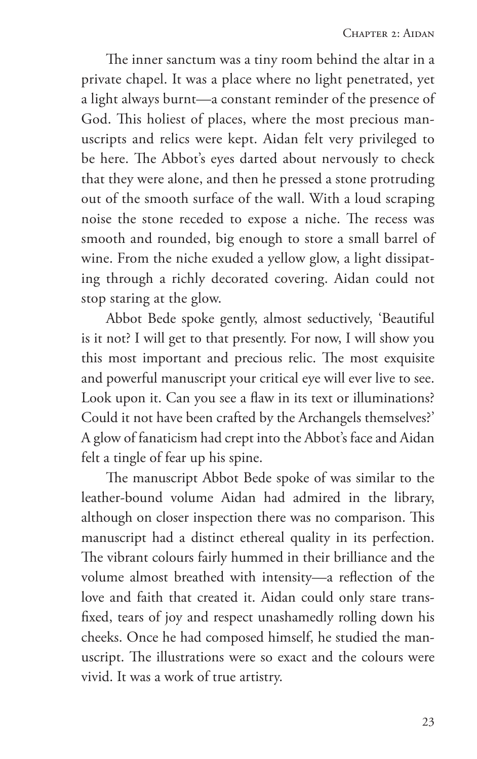The inner sanctum was a tiny room behind the altar in a private chapel. It was a place where no light penetrated, yet a light always burnt—a constant reminder of the presence of God. This holiest of places, where the most precious manuscripts and relics were kept. Aidan felt very privileged to be here. The Abbot's eyes darted about nervously to check that they were alone, and then he pressed a stone protruding out of the smooth surface of the wall. With a loud scraping noise the stone receded to expose a niche. The recess was smooth and rounded, big enough to store a small barrel of wine. From the niche exuded a yellow glow, a light dissipating through a richly decorated covering. Aidan could not stop staring at the glow.

Abbot Bede spoke gently, almost seductively, 'Beautiful is it not? I will get to that presently. For now, I will show you this most important and precious relic. The most exquisite and powerful manuscript your critical eye will ever live to see. Look upon it. Can you see a flaw in its text or illuminations? Could it not have been crafted by the Archangels themselves?' A glow of fanaticism had crept into the Abbot's face and Aidan felt a tingle of fear up his spine.

The manuscript Abbot Bede spoke of was similar to the leather-bound volume Aidan had admired in the library, although on closer inspection there was no comparison. This manuscript had a distinct ethereal quality in its perfection. The vibrant colours fairly hummed in their brilliance and the volume almost breathed with intensity—a reflection of the love and faith that created it. Aidan could only stare transfixed, tears of joy and respect unashamedly rolling down his cheeks. Once he had composed himself, he studied the manuscript. The illustrations were so exact and the colours were vivid. It was a work of true artistry.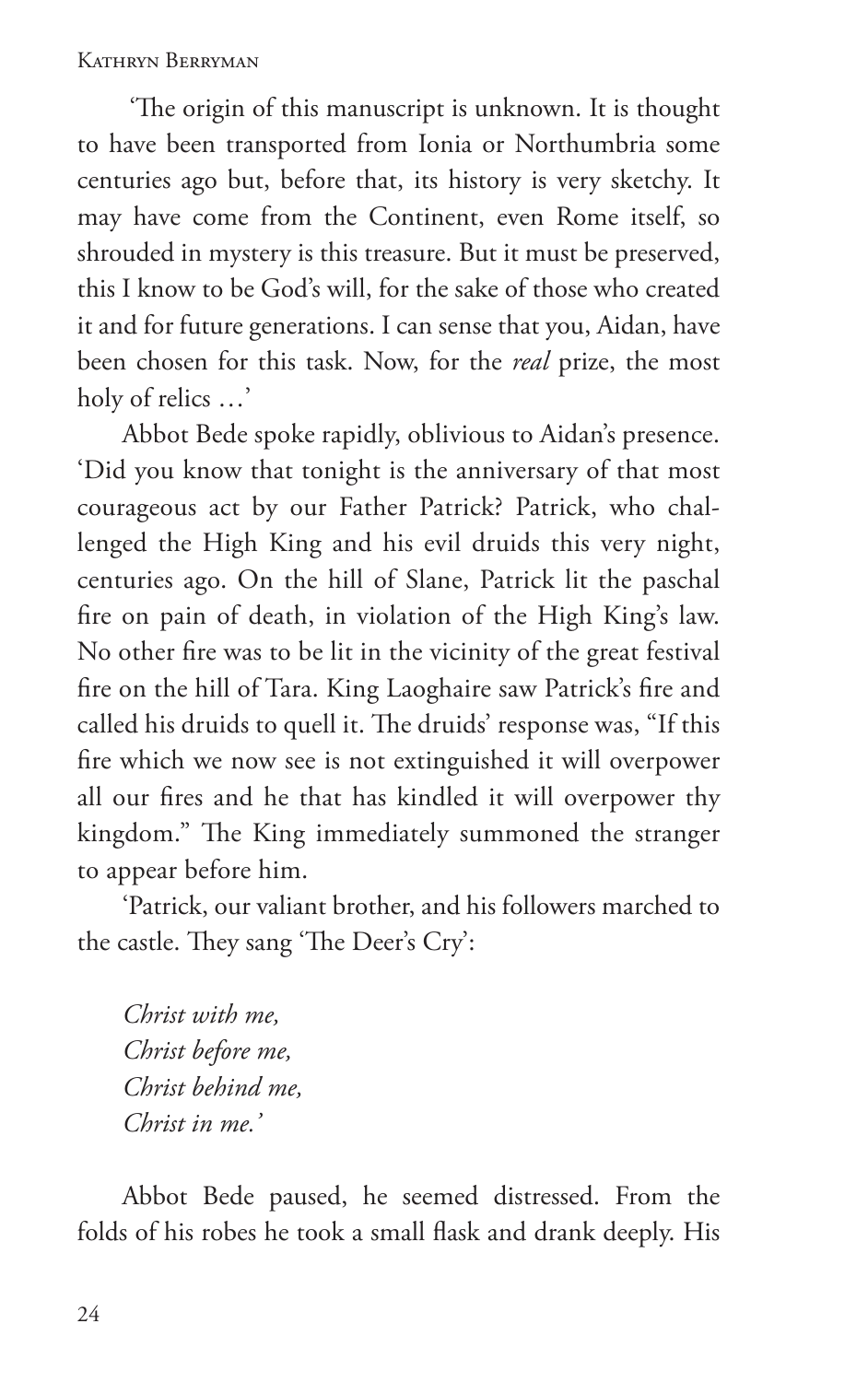'The origin of this manuscript is unknown. It is thought to have been transported from Ionia or Northumbria some centuries ago but, before that, its history is very sketchy. It may have come from the Continent, even Rome itself, so shrouded in mystery is this treasure. But it must be preserved, this I know to be God's will, for the sake of those who created it and for future generations. I can sense that you, Aidan, have been chosen for this task. Now, for the *real* prize, the most holy of relics …'

Abbot Bede spoke rapidly, oblivious to Aidan's presence. 'Did you know that tonight is the anniversary of that most courageous act by our Father Patrick? Patrick, who challenged the High King and his evil druids this very night, centuries ago. On the hill of Slane, Patrick lit the paschal fire on pain of death, in violation of the High King's law. No other fire was to be lit in the vicinity of the great festival fire on the hill of Tara. King Laoghaire saw Patrick's fire and called his druids to quell it. The druids' response was, "If this fire which we now see is not extinguished it will overpower all our fires and he that has kindled it will overpower thy kingdom." The King immediately summoned the stranger to appear before him.

'Patrick, our valiant brother, and his followers marched to the castle. They sang 'The Deer's Cry':

*Christ with me,*
*Christ before me,*
*Christ behind me,*
*Christ in me.'*

Abbot Bede paused, he seemed distressed. From the folds of his robes he took a small flask and drank deeply. His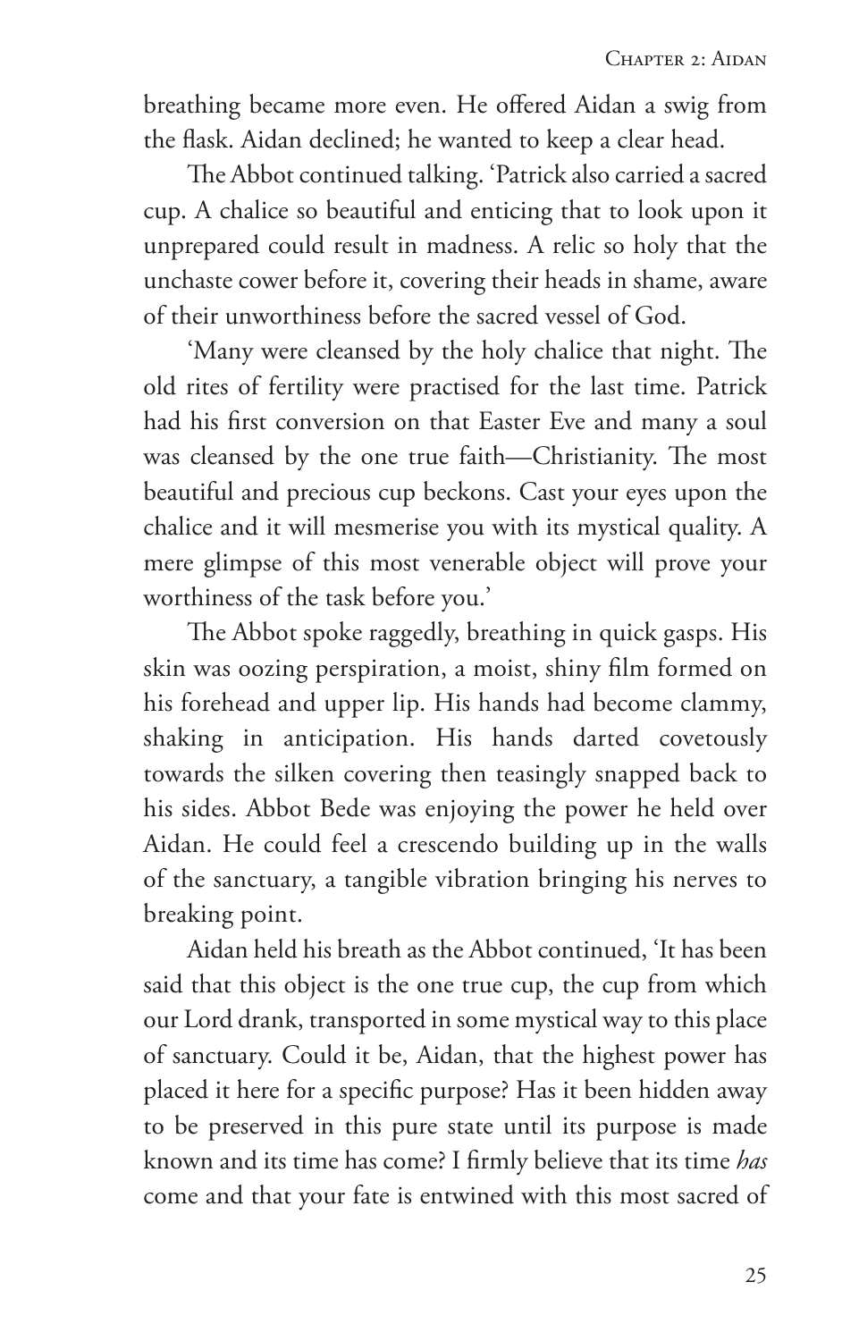breathing became more even. He offered Aidan a swig from the flask. Aidan declined; he wanted to keep a clear head.

The Abbot continued talking. 'Patrick also carried a sacred cup. A chalice so beautiful and enticing that to look upon it unprepared could result in madness. A relic so holy that the unchaste cower before it, covering their heads in shame, aware of their unworthiness before the sacred vessel of God.

'Many were cleansed by the holy chalice that night. The old rites of fertility were practised for the last time. Patrick had his first conversion on that Easter Eve and many a soul was cleansed by the one true faith—Christianity. The most beautiful and precious cup beckons. Cast your eyes upon the chalice and it will mesmerise you with its mystical quality. A mere glimpse of this most venerable object will prove your worthiness of the task before you.'

The Abbot spoke raggedly, breathing in quick gasps. His skin was oozing perspiration, a moist, shiny film formed on his forehead and upper lip. His hands had become clammy, shaking in anticipation. His hands darted covetously towards the silken covering then teasingly snapped back to his sides. Abbot Bede was enjoying the power he held over Aidan. He could feel a crescendo building up in the walls of the sanctuary, a tangible vibration bringing his nerves to breaking point.

Aidan held his breath as the Abbot continued, 'It has been said that this object is the one true cup, the cup from which our Lord drank, transported in some mystical way to this place of sanctuary. Could it be, Aidan, that the highest power has placed it here for a specific purpose? Has it been hidden away to be preserved in this pure state until its purpose is made known and its time has come? I firmly believe that its time *has* come and that your fate is entwined with this most sacred of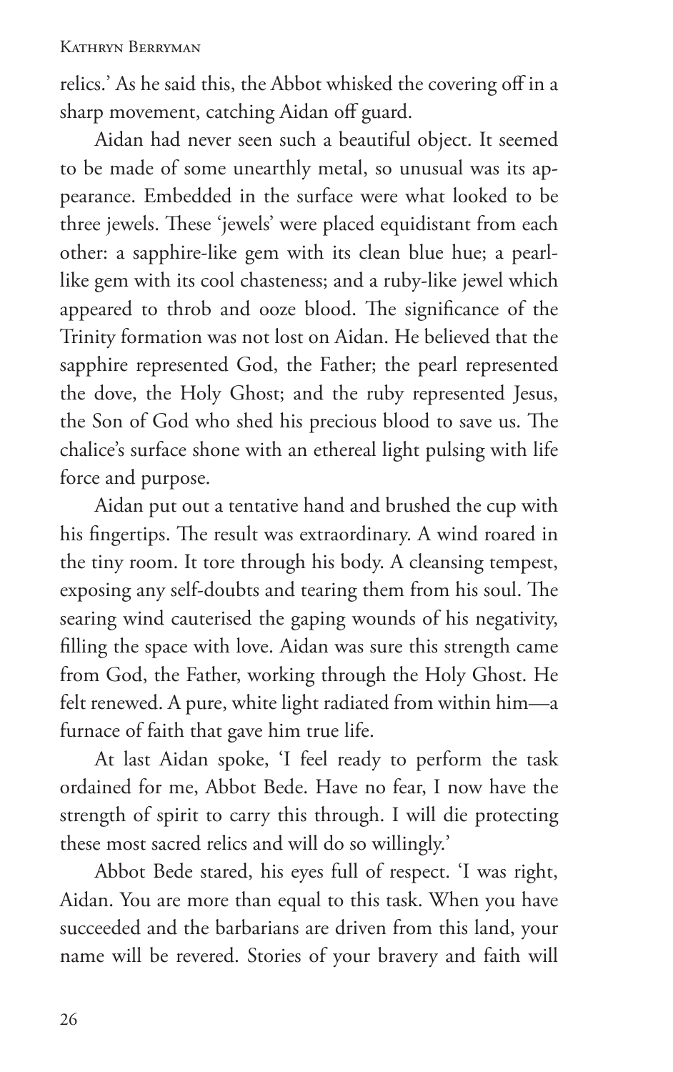relics.' As he said this, the Abbot whisked the covering off in a sharp movement, catching Aidan off guard.

Aidan had never seen such a beautiful object. It seemed to be made of some unearthly metal, so unusual was its appearance. Embedded in the surface were what looked to be three jewels. These 'jewels' were placed equidistant from each other: a sapphire-like gem with its clean blue hue; a pearl-like gem with its cool chasteness; and a ruby-like jewel which appeared to throb and ooze blood. The significance of the Trinity formation was not lost on Aidan. He believed that the sapphire represented God, the Father; the pearl represented the dove, the Holy Ghost; and the ruby represented Jesus, the Son of God who shed his precious blood to save us. The chalice's surface shone with an ethereal light pulsing with life force and purpose.

Aidan put out a tentative hand and brushed the cup with his fingertips. The result was extraordinary. A wind roared in the tiny room. It tore through his body. A cleansing tempest, exposing any self-doubts and tearing them from his soul. The searing wind cauterised the gaping wounds of his negativity, filling the space with love. Aidan was sure this strength came from God, the Father, working through the Holy Ghost. He felt renewed. A pure, white light radiated from within him—a furnace of faith that gave him true life.

At last Aidan spoke, 'I feel ready to perform the task ordained for me, Abbot Bede. Have no fear, I now have the strength of spirit to carry this through. I will die protecting these most sacred relics and will do so willingly.'

Abbot Bede stared, his eyes full of respect. 'I was right, Aidan. You are more than equal to this task. When you have succeeded and the barbarians are driven from this land, your name will be revered. Stories of your bravery and faith will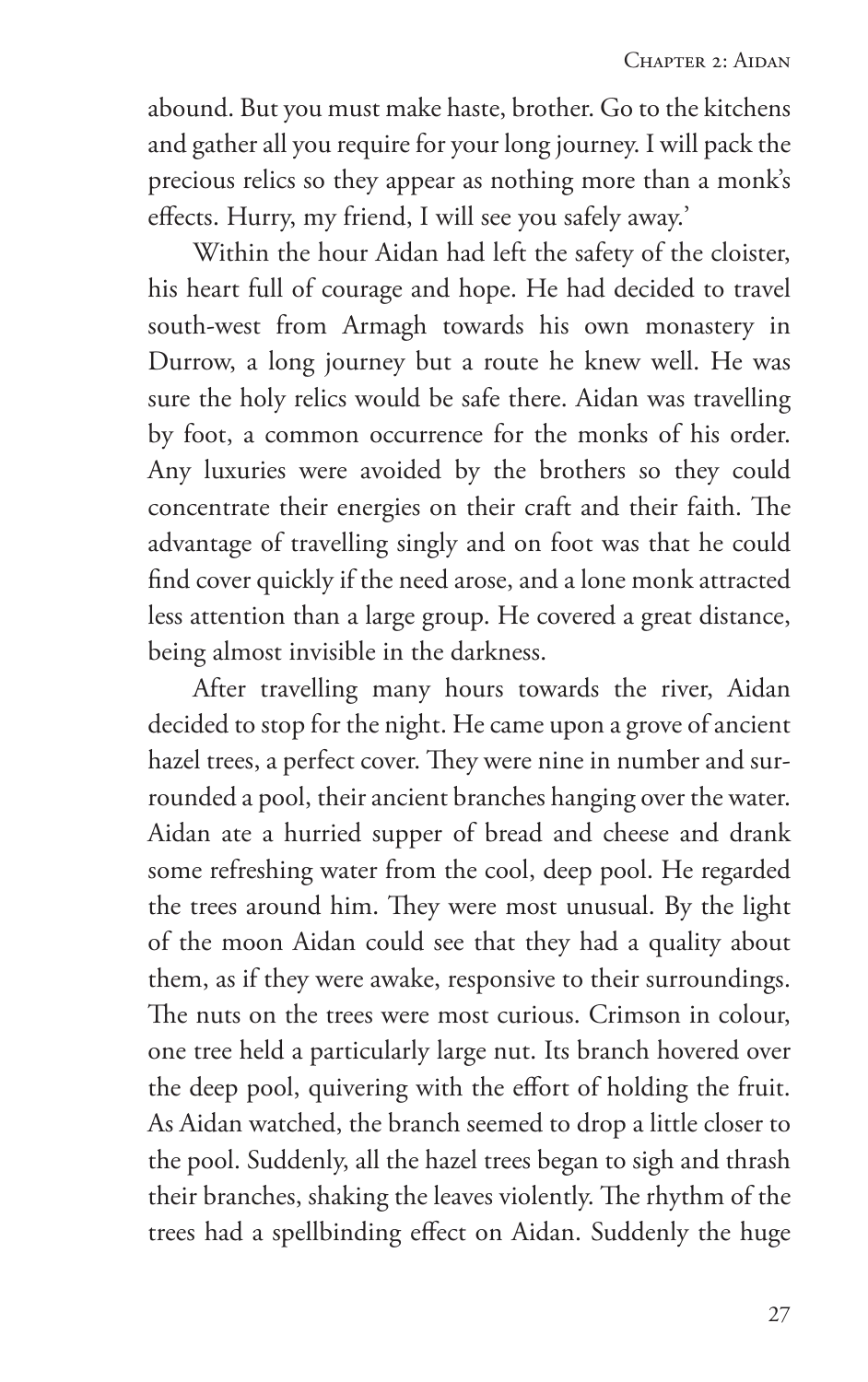abound. But you must make haste, brother. Go to the kitchens and gather all you require for your long journey. I will pack the precious relics so they appear as nothing more than a monk's effects. Hurry, my friend, I will see you safely away.'

Within the hour Aidan had left the safety of the cloister, his heart full of courage and hope. He had decided to travel south-west from Armagh towards his own monastery in Durrow, a long journey but a route he knew well. He was sure the holy relics would be safe there. Aidan was travelling by foot, a common occurrence for the monks of his order. Any luxuries were avoided by the brothers so they could concentrate their energies on their craft and their faith. The advantage of travelling singly and on foot was that he could find cover quickly if the need arose, and a lone monk attracted less attention than a large group. He covered a great distance, being almost invisible in the darkness.

After travelling many hours towards the river, Aidan decided to stop for the night. He came upon a grove of ancient hazel trees, a perfect cover. They were nine in number and surrounded a pool, their ancient branches hanging over the water. Aidan ate a hurried supper of bread and cheese and drank some refreshing water from the cool, deep pool. He regarded the trees around him. They were most unusual. By the light of the moon Aidan could see that they had a quality about them, as if they were awake, responsive to their surroundings. The nuts on the trees were most curious. Crimson in colour, one tree held a particularly large nut. Its branch hovered over the deep pool, quivering with the effort of holding the fruit. As Aidan watched, the branch seemed to drop a little closer to the pool. Suddenly, all the hazel trees began to sigh and thrash their branches, shaking the leaves violently. The rhythm of the trees had a spellbinding effect on Aidan. Suddenly the huge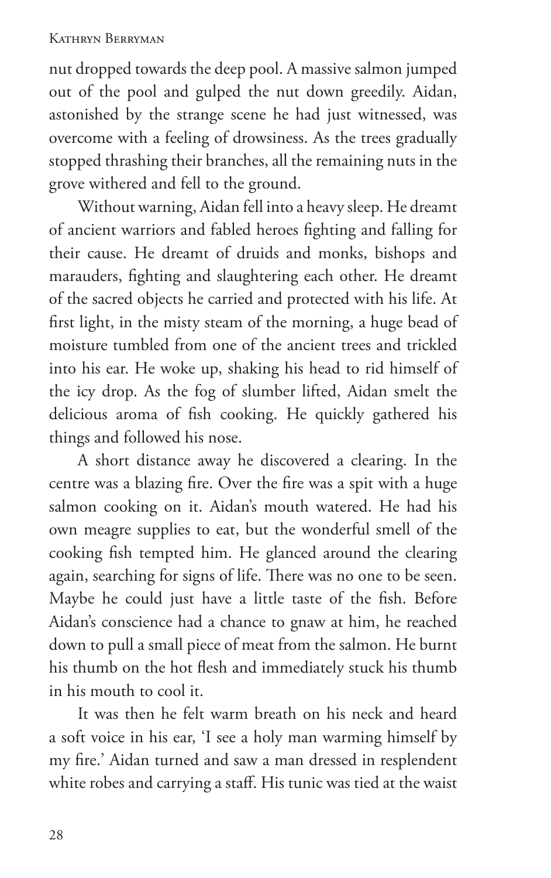nut dropped towards the deep pool. A massive salmon jumped out of the pool and gulped the nut down greedily. Aidan, astonished by the strange scene he had just witnessed, was overcome with a feeling of drowsiness. As the trees gradually stopped thrashing their branches, all the remaining nuts in the grove withered and fell to the ground.

Without warning, Aidan fell into a heavy sleep. He dreamt of ancient warriors and fabled heroes fighting and falling for their cause. He dreamt of druids and monks, bishops and marauders, fighting and slaughtering each other. He dreamt of the sacred objects he carried and protected with his life. At first light, in the misty steam of the morning, a huge bead of moisture tumbled from one of the ancient trees and trickled into his ear. He woke up, shaking his head to rid himself of the icy drop. As the fog of slumber lifted, Aidan smelt the delicious aroma of fish cooking. He quickly gathered his things and followed his nose.

A short distance away he discovered a clearing. In the centre was a blazing fire. Over the fire was a spit with a huge salmon cooking on it. Aidan's mouth watered. He had his own meagre supplies to eat, but the wonderful smell of the cooking fish tempted him. He glanced around the clearing again, searching for signs of life. There was no one to be seen. Maybe he could just have a little taste of the fish. Before Aidan's conscience had a chance to gnaw at him, he reached down to pull a small piece of meat from the salmon. He burnt his thumb on the hot flesh and immediately stuck his thumb in his mouth to cool it.

It was then he felt warm breath on his neck and heard a soft voice in his ear, 'I see a holy man warming himself by my fire.' Aidan turned and saw a man dressed in resplendent white robes and carrying a staff. His tunic was tied at the waist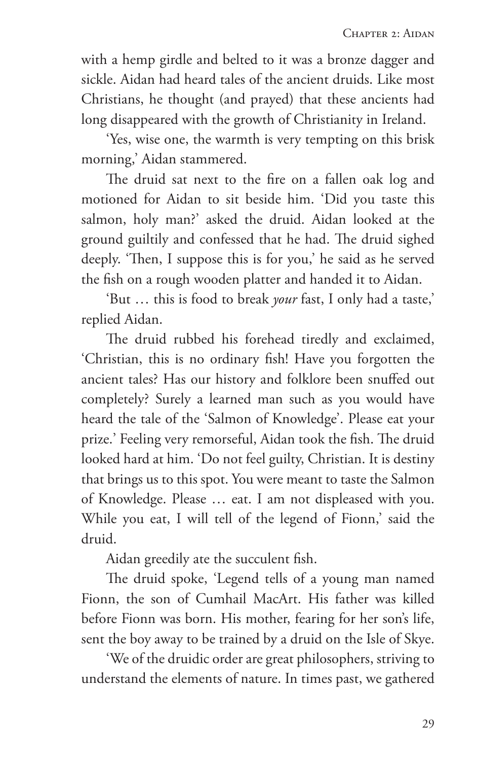with a hemp girdle and belted to it was a bronze dagger and sickle. Aidan had heard tales of the ancient druids. Like most Christians, he thought (and prayed) that these ancients had long disappeared with the growth of Christianity in Ireland.

'Yes, wise one, the warmth is very tempting on this brisk morning,' Aidan stammered.

The druid sat next to the fire on a fallen oak log and motioned for Aidan to sit beside him. 'Did you taste this salmon, holy man?' asked the druid. Aidan looked at the ground guiltily and confessed that he had. The druid sighed deeply. 'Then, I suppose this is for you,' he said as he served the fish on a rough wooden platter and handed it to Aidan.

'But … this is food to break *your* fast, I only had a taste,' replied Aidan.

The druid rubbed his forehead tiredly and exclaimed, 'Christian, this is no ordinary fish! Have you forgotten the ancient tales? Has our history and folklore been snuffed out completely? Surely a learned man such as you would have heard the tale of the 'Salmon of Knowledge'. Please eat your prize.' Feeling very remorseful, Aidan took the fish. The druid looked hard at him. 'Do not feel guilty, Christian. It is destiny that brings us to this spot. You were meant to taste the Salmon of Knowledge. Please … eat. I am not displeased with you. While you eat, I will tell of the legend of Fionn,' said the druid.

Aidan greedily ate the succulent fish.

The druid spoke, 'Legend tells of a young man named Fionn, the son of Cumhail MacArt. His father was killed before Fionn was born. His mother, fearing for her son's life, sent the boy away to be trained by a druid on the Isle of Skye.

'We of the druidic order are great philosophers, striving to understand the elements of nature. In times past, we gathered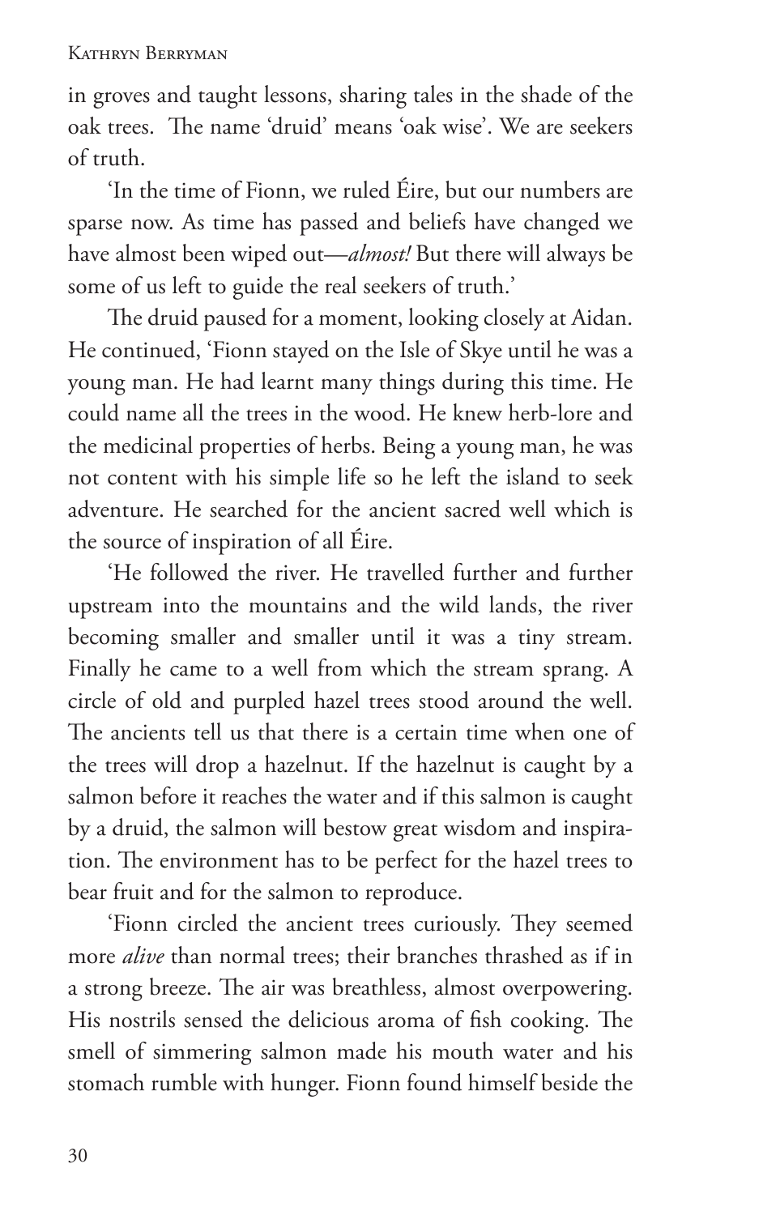in groves and taught lessons, sharing tales in the shade of the oak trees. The name 'druid' means 'oak wise'. We are seekers of truth.

'In the time of Fionn, we ruled Éire, but our numbers are sparse now. As time has passed and beliefs have changed we have almost been wiped out—*almost!* But there will always be some of us left to guide the real seekers of truth.'

The druid paused for a moment, looking closely at Aidan. He continued, 'Fionn stayed on the Isle of Skye until he was a young man. He had learnt many things during this time. He could name all the trees in the wood. He knew herb-lore and the medicinal properties of herbs. Being a young man, he was not content with his simple life so he left the island to seek adventure. He searched for the ancient sacred well which is the source of inspiration of all Éire.

'He followed the river. He travelled further and further upstream into the mountains and the wild lands, the river becoming smaller and smaller until it was a tiny stream. Finally he came to a well from which the stream sprang. A circle of old and purpled hazel trees stood around the well. The ancients tell us that there is a certain time when one of the trees will drop a hazelnut. If the hazelnut is caught by a salmon before it reaches the water and if this salmon is caught by a druid, the salmon will bestow great wisdom and inspiration. The environment has to be perfect for the hazel trees to bear fruit and for the salmon to reproduce.

'Fionn circled the ancient trees curiously. They seemed more *alive* than normal trees; their branches thrashed as if in a strong breeze. The air was breathless, almost overpowering. His nostrils sensed the delicious aroma of fish cooking. The smell of simmering salmon made his mouth water and his stomach rumble with hunger. Fionn found himself beside the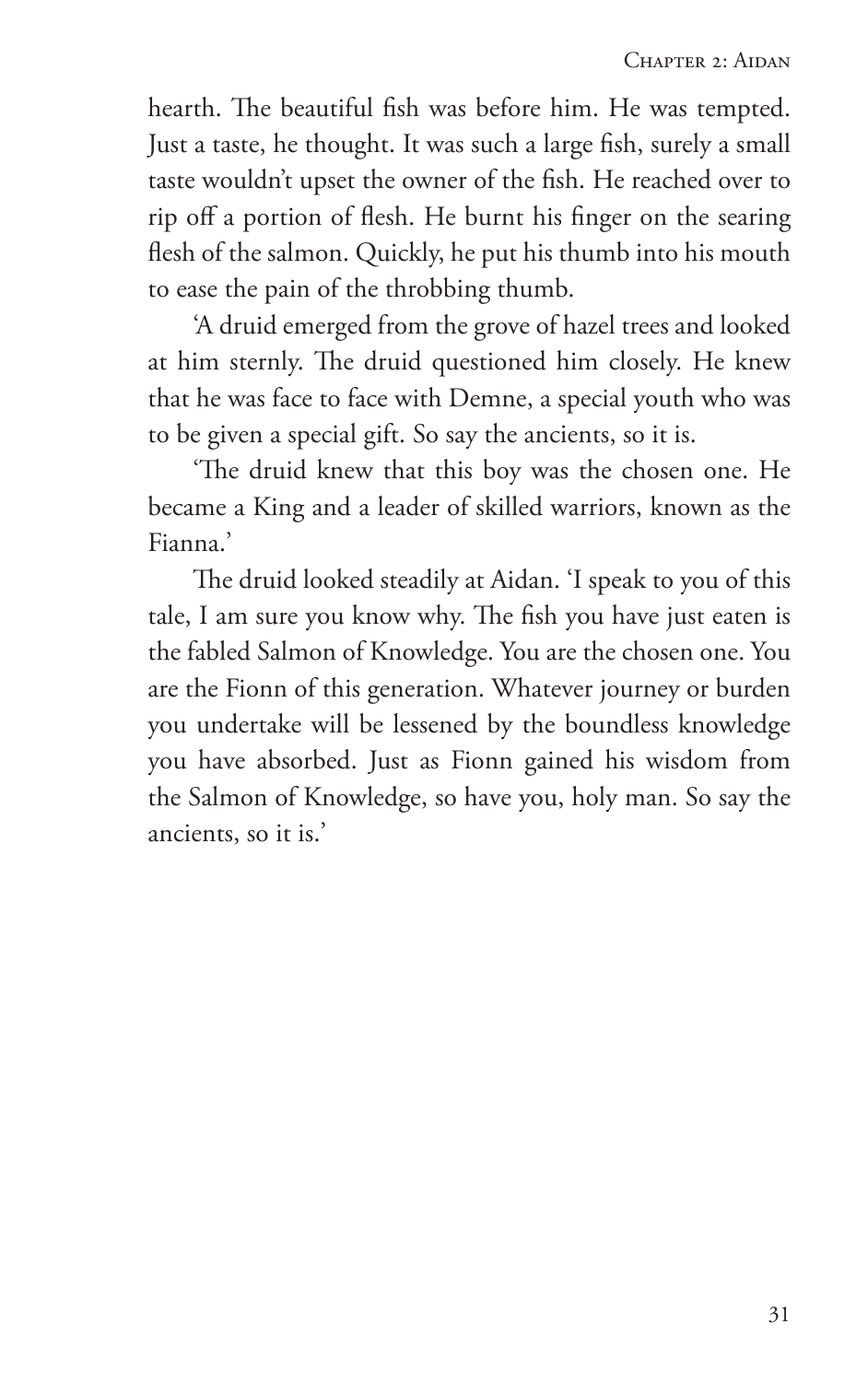hearth. The beautiful fish was before him. He was tempted. Just a taste, he thought. It was such a large fish, surely a small taste wouldn't upset the owner of the fish. He reached over to rip off a portion of flesh. He burnt his finger on the searing flesh of the salmon. Quickly, he put his thumb into his mouth to ease the pain of the throbbing thumb.

'A druid emerged from the grove of hazel trees and looked at him sternly. The druid questioned him closely. He knew that he was face to face with Demne, a special youth who was to be given a special gift. So say the ancients, so it is.

'The druid knew that this boy was the chosen one. He became a King and a leader of skilled warriors, known as the Fianna.'

The druid looked steadily at Aidan. 'I speak to you of this tale, I am sure you know why. The fish you have just eaten is the fabled Salmon of Knowledge. You are the chosen one. You are the Fionn of this generation. Whatever journey or burden you undertake will be lessened by the boundless knowledge you have absorbed. Just as Fionn gained his wisdom from the Salmon of Knowledge, so have you, holy man. So say the ancients, so it is.'